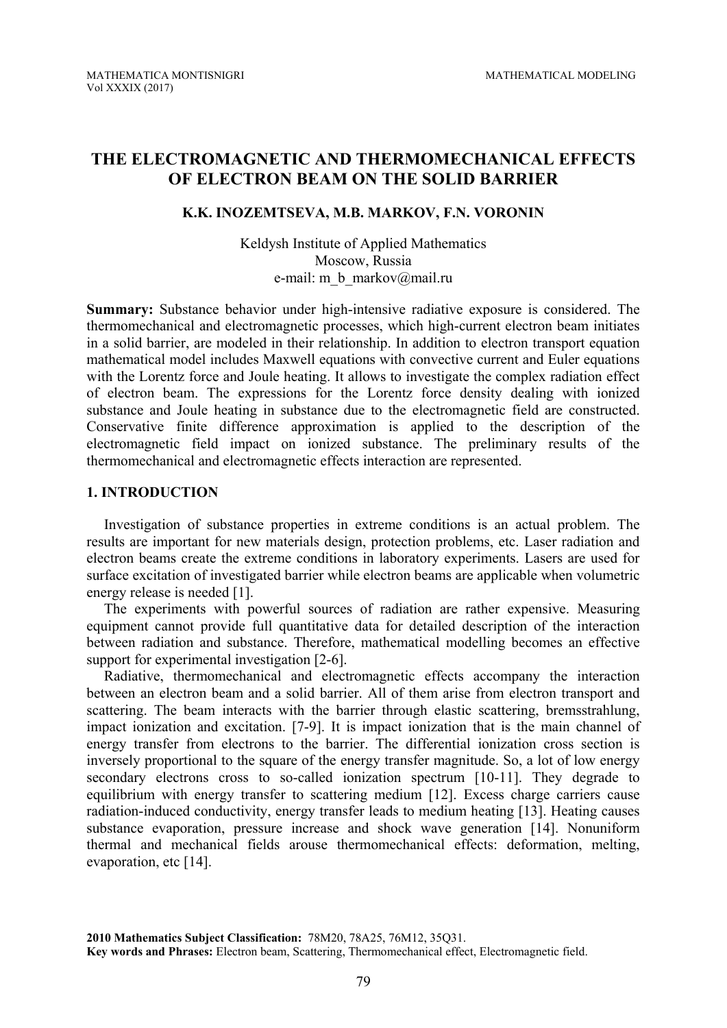# THE ELECTROMAGNETIC AND THERMOMECHANICAL EFFECTS OF ELECTRON BEAM ON THE SOLID BARRIER

**K.K. INOZEMTSEVA, M.B. MARKOV, F.N. VORONIN**

Keldysh Institute of Applied Mathematics
Moscow, Russia
e-mail: m_b_markov@mail.ru

**Summary:** Substance behavior under high-intensive radiative exposure is considered. The thermomechanical and electromagnetic processes, which high-current electron beam initiates in a solid barrier, are modeled in their relationship. In addition to electron transport equation mathematical model includes Maxwell equations with convective current and Euler equations with the Lorentz force and Joule heating. It allows to investigate the complex radiation effect of electron beam. The expressions for the Lorentz force density dealing with ionized substance and Joule heating in substance due to the electromagnetic field are constructed. Conservative finite difference approximation is applied to the description of the electromagnetic field impact on ionized substance. The preliminary results of the thermomechanical and electromagnetic effects interaction are represented.

## 1. INTRODUCTION

Investigation of substance properties in extreme conditions is an actual problem. The results are important for new materials design, protection problems, etc. Laser radiation and electron beams create the extreme conditions in laboratory experiments. Lasers are used for surface excitation of investigated barrier while electron beams are applicable when volumetric energy release is needed [1].

The experiments with powerful sources of radiation are rather expensive. Measuring equipment cannot provide full quantitative data for detailed description of the interaction between radiation and substance. Therefore, mathematical modelling becomes an effective support for experimental investigation [2-6].

Radiative, thermomechanical and electromagnetic effects accompany the interaction between an electron beam and a solid barrier. All of them arise from electron transport and scattering. The beam interacts with the barrier through elastic scattering, bremsstrahlung, impact ionization and excitation. [7-9]. It is impact ionization that is the main channel of energy transfer from electrons to the barrier. The differential ionization cross section is inversely proportional to the square of the energy transfer magnitude. So, a lot of low energy secondary electrons cross to so-called ionization spectrum [10-11]. They degrade to equilibrium with energy transfer to scattering medium [12]. Excess charge carriers cause radiation-induced conductivity, energy transfer leads to medium heating [13]. Heating causes substance evaporation, pressure increase and shock wave generation [14]. Nonuniform thermal and mechanical fields arouse thermomechanical effects: deformation, melting, evaporation, etc [14].

**2010 Mathematics Subject Classification:** 78M20, 78A25, 76M12, 35Q31.
**Key words and Phrases:** Electron beam, Scattering, Thermomechanical effect, Electromagnetic field.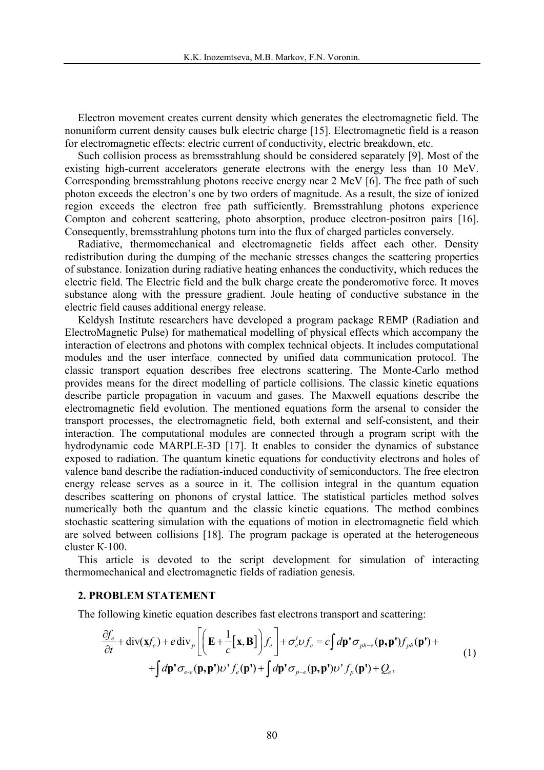Electron movement creates current density which generates the electromagnetic field. The nonuniform current density causes bulk electric charge [15]. Electromagnetic field is a reason for electromagnetic effects: electric current of conductivity, electric breakdown, etc.

Such collision process as bremsstrahlung should be considered separately [9]. Most of the existing high-current accelerators generate electrons with the energy less than 10 MeV. Corresponding bremsstrahlung photons receive energy near 2 MeV [6]. The free path of such photon exceeds the electron's one by two orders of magnitude. As a result, the size of ionized region exceeds the electron free path sufficiently. Bremsstrahlung photons experience Compton and coherent scattering, photo absorption, produce electron-positron pairs [16]. Consequently, bremsstrahlung photons turn into the flux of charged particles conversely.

Radiative, thermomechanical and electromagnetic fields affect each other. Density redistribution during the dumping of the mechanic stresses changes the scattering properties of substance. Ionization during radiative heating enhances the conductivity, which reduces the electric field. The Electric field and the bulk charge create the ponderomotive force. It moves substance along with the pressure gradient. Joule heating of conductive substance in the electric field causes additional energy release.

Keldysh Institute researchers have developed a program package REMP (Radiation and ElectroMagnetic Pulse) for mathematical modelling of physical effects which accompany the interaction of electrons and photons with complex technical objects. It includes computational modules and the user interface, connected by unified data communication protocol. The classic transport equation describes free electrons scattering. The Monte-Carlo method provides means for the direct modelling of particle collisions. The classic kinetic equations describe particle propagation in vacuum and gases. The Maxwell equations describe the electromagnetic field evolution. The mentioned equations form the arsenal to consider the transport processes, the electromagnetic field, both external and self-consistent, and their interaction. The computational modules are connected through a program script with the hydrodynamic code MARPLE-3D [17]. It enables to consider the dynamics of substance exposed to radiation. The quantum kinetic equations for conductivity electrons and holes of valence band describe the radiation-induced conductivity of semiconductors. The free electron energy release serves as a source in it. The collision integral in the quantum equation describes scattering on phonons of crystal lattice. The statistical particles method solves numerically both the quantum and the classic kinetic equations. The method combines stochastic scattering simulation with the equations of motion in electromagnetic field which are solved between collisions [18]. The program package is operated at the heterogeneous cluster K-100.

This article is devoted to the script development for simulation of interacting thermomechanical and electromagnetic fields of radiation genesis.

## 2. PROBLEM STATEMENT

The following kinetic equation describes fast electrons transport and scattering:

$$
\begin{aligned}
&\frac{\partial f_e}{\partial t} + \operatorname{div}(\mathbf{x} f_e) + e\operatorname{div}_p\left[\left(\mathbf{E} + \frac{1}{c}\left[\mathbf{x}, \mathbf{B}\right]\right) f_e\right] + \sigma_e^t \upsilon f_e = c\int d\mathbf{p}'\sigma_{ph-e}(\mathbf{p},\mathbf{p}') f_{ph}(\mathbf{p}') + \\
&\quad + \int d\mathbf{p}'\sigma_{e-e}(\mathbf{p},\mathbf{p}')\upsilon' f_e(\mathbf{p}') + \int d\mathbf{p}'\sigma_{p-e}(\mathbf{p},\mathbf{p}')\upsilon' f_p(\mathbf{p}') + Q_e,
\end{aligned}
\tag{1}
$$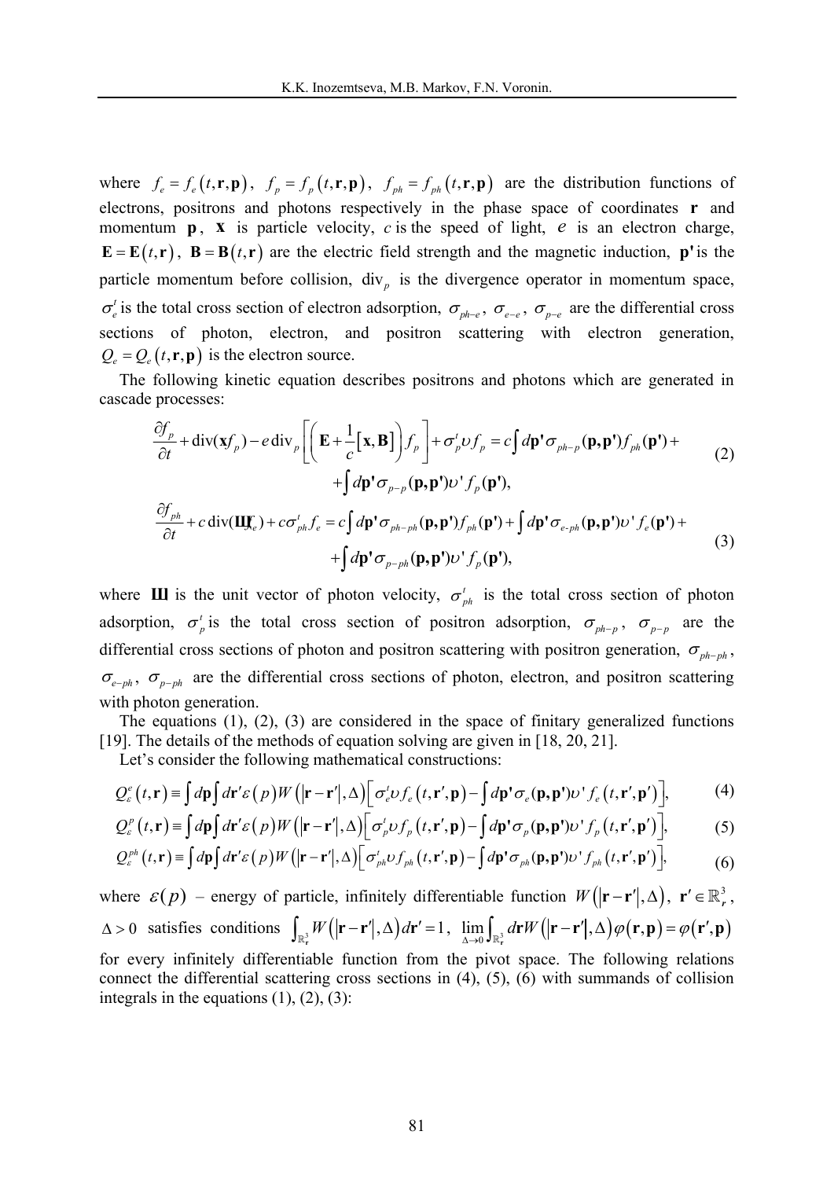where $f_e = f_e(t,\mathbf{r},\mathbf{p})$, $f_p = f_p(t,\mathbf{r},\mathbf{p})$, $f_{ph} = f_{ph}(t,\mathbf{r},\mathbf{p})$ are the distribution functions of electrons, positrons and photons respectively in the phase space of coordinates $\mathbf{r}$ and momentum $\mathbf{p}$, $\mathbf{x}$ is particle velocity, $c$ is the speed of light, $e$ is an electron charge, $\mathbf{E} = \mathbf{E}(t,\mathbf{r})$, $\mathbf{B} = \mathbf{B}(t,\mathbf{r})$ are the electric field strength and the magnetic induction, $\mathbf{p'}$ is the particle momentum before collision, $\mathrm{div}_p$ is the divergence operator in momentum space, $\sigma_e^t$ is the total cross section of electron adsorption, $\sigma_{ph-e}$, $\sigma_{e-e}$, $\sigma_{p-e}$ are the differential cross sections of photon, electron, and positron scattering with electron generation, $Q_e = Q_e(t,\mathbf{r},\mathbf{p})$ is the electron source.

The following kinetic equation describes positrons and photons which are generated in cascade processes:

$$\frac{\partial f_p}{\partial t} + \mathrm{div}(\mathbf{x} f_p) - e\,\mathrm{div}_p\left[\left(\mathbf{E} + \frac{1}{c}[\mathbf{x},\mathbf{B}]\right) f_p\right] + \sigma_p^t \upsilon f_p = c\int d\mathbf{p'}\sigma_{ph-p}(\mathbf{p},\mathbf{p'}) f_{ph}(\mathbf{p'}) + \int d\mathbf{p'}\sigma_{p-p}(\mathbf{p},\mathbf{p'})\upsilon' f_p(\mathbf{p'}), \tag{2}$$

$$\frac{\partial f_{ph}}{\partial t} + c\,\mathrm{div}(\mathbf{Ш} f_e) + c\sigma_{ph}^t f_e = c\int d\mathbf{p'}\sigma_{ph-ph}(\mathbf{p},\mathbf{p'}) f_{ph}(\mathbf{p'}) + \int d\mathbf{p'}\sigma_{e\text{-}ph}(\mathbf{p},\mathbf{p'})\upsilon' f_e(\mathbf{p'}) + \int d\mathbf{p'}\sigma_{p-ph}(\mathbf{p},\mathbf{p'})\upsilon' f_p(\mathbf{p'}), \tag{3}$$

where $\mathbf{Ш}$ is the unit vector of photon velocity, $\sigma_{ph}^t$ is the total cross section of photon adsorption, $\sigma_p^t$ is the total cross section of positron adsorption, $\sigma_{ph-p}$, $\sigma_{p-p}$ are the differential cross sections of photon and positron scattering with positron generation, $\sigma_{ph-ph}$, $\sigma_{e-ph}$, $\sigma_{p-ph}$ are the differential cross sections of photon, electron, and positron scattering with photon generation.

The equations (1), (2), (3) are considered in the space of finitary generalized functions [19]. The details of the methods of equation solving are given in [18, 20, 21].

Let's consider the following mathematical constructions:

$$Q_\varepsilon^e(t,\mathbf{r}) \equiv \int d\mathbf{p}\int d\mathbf{r}'\varepsilon(p) W(|\mathbf{r}-\mathbf{r}'|,\Delta)\left[\sigma_e^t \upsilon f_e(t,\mathbf{r}',\mathbf{p}) - \int d\mathbf{p'}\sigma_e(\mathbf{p},\mathbf{p'})\upsilon' f_e(t,\mathbf{r}',\mathbf{p}')\right], \tag{4}$$

$$Q_\varepsilon^p(t,\mathbf{r}) \equiv \int d\mathbf{p}\int d\mathbf{r}'\varepsilon(p) W(|\mathbf{r}-\mathbf{r}'|,\Delta)\left[\sigma_p^t \upsilon f_p(t,\mathbf{r}',\mathbf{p}) - \int d\mathbf{p'}\sigma_p(\mathbf{p},\mathbf{p'})\upsilon' f_p(t,\mathbf{r}',\mathbf{p}')\right], \tag{5}$$

$$Q_\varepsilon^{ph}(t,\mathbf{r}) \equiv \int d\mathbf{p}\int d\mathbf{r}'\varepsilon(p) W(|\mathbf{r}-\mathbf{r}'|,\Delta)\left[\sigma_{ph}^t \upsilon f_{ph}(t,\mathbf{r}',\mathbf{p}) - \int d\mathbf{p'}\sigma_{ph}(\mathbf{p},\mathbf{p'})\upsilon' f_{ph}(t,\mathbf{r}',\mathbf{p}')\right], \tag{6}$$

where $\varepsilon(p)$ – energy of particle, infinitely differentiable function $W(|\mathbf{r}-\mathbf{r}'|,\Delta)$, $\mathbf{r}' \in \mathbb{R}_r^3$, $\Delta > 0$ satisfies conditions $\int_{\mathbb{R}_r^3} W(|\mathbf{r}-\mathbf{r}'|,\Delta)d\mathbf{r}' = 1$, $\lim_{\Delta\to 0}\int_{\mathbb{R}_r^3} d\mathbf{r} W(|\mathbf{r}-\mathbf{r}'|,\Delta)\varphi(\mathbf{r},\mathbf{p}) = \varphi(\mathbf{r}',\mathbf{p})$ for every infinitely differentiable function from the pivot space. The following relations connect the differential scattering cross sections in (4), (5), (6) with summands of collision integrals in the equations (1), (2), (3):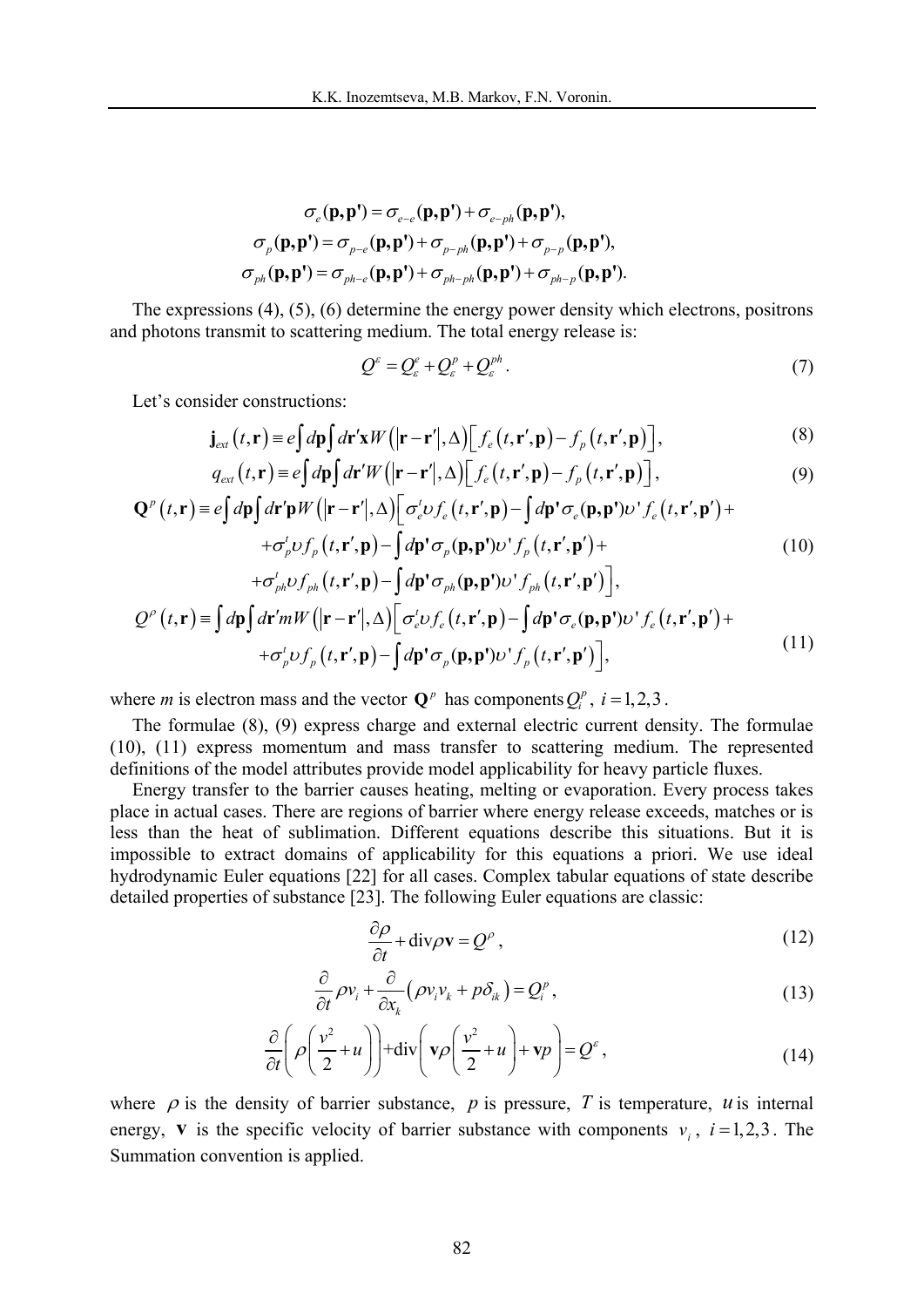$$\sigma_e(\mathbf{p},\mathbf{p'}) = \sigma_{e-e}(\mathbf{p},\mathbf{p'}) + \sigma_{e-ph}(\mathbf{p},\mathbf{p'}),$$
$$\sigma_p(\mathbf{p},\mathbf{p'}) = \sigma_{p-e}(\mathbf{p},\mathbf{p'}) + \sigma_{p-ph}(\mathbf{p},\mathbf{p'}) + \sigma_{p-p}(\mathbf{p},\mathbf{p'}),$$
$$\sigma_{ph}(\mathbf{p},\mathbf{p'}) = \sigma_{ph-e}(\mathbf{p},\mathbf{p'}) + \sigma_{ph-ph}(\mathbf{p},\mathbf{p'}) + \sigma_{ph-p}(\mathbf{p},\mathbf{p'}).$$

The expressions (4), (5), (6) determine the energy power density which electrons, positrons and photons transmit to scattering medium. The total energy release is:

$$Q^{\varepsilon} = Q^{e}_{\varepsilon} + Q^{p}_{\varepsilon} + Q^{ph}_{\varepsilon}. \tag{7}$$

Let's consider constructions:

$$\mathbf{j}_{ext}(t,\mathbf{r}) \equiv e\int d\mathbf{p}\int d\mathbf{r}'\mathbf{x}W(|\mathbf{r}-\mathbf{r}'|,\Delta)\left[f_e(t,\mathbf{r}',\mathbf{p}) - f_p(t,\mathbf{r}',\mathbf{p})\right], \tag{8}$$

$$q_{ext}(t,\mathbf{r}) \equiv e\int d\mathbf{p}\int d\mathbf{r}'W(|\mathbf{r}-\mathbf{r}'|,\Delta)\left[f_e(t,\mathbf{r}',\mathbf{p}) - f_p(t,\mathbf{r}',\mathbf{p})\right], \tag{9}$$

$$\begin{aligned}\mathbf{Q}^{p}(t,\mathbf{r}) \equiv e\int d\mathbf{p}\int d\mathbf{r}'\mathbf{p}W(|\mathbf{r}-\mathbf{r}'|,\Delta)\Big[&\sigma^{t}_{e}\upsilon f_e(t,\mathbf{r}',\mathbf{p}) - \int d\mathbf{p'}\sigma_e(\mathbf{p},\mathbf{p'})\upsilon' f_e(t,\mathbf{r}',\mathbf{p}') + \\ &+\sigma^{t}_{p}\upsilon f_p(t,\mathbf{r}',\mathbf{p}) - \int d\mathbf{p'}\sigma_p(\mathbf{p},\mathbf{p'})\upsilon' f_p(t,\mathbf{r}',\mathbf{p}') + \\ &+\sigma^{t}_{ph}\upsilon f_{ph}(t,\mathbf{r}',\mathbf{p}) - \int d\mathbf{p'}\sigma_{ph}(\mathbf{p},\mathbf{p'})\upsilon' f_{ph}(t,\mathbf{r}',\mathbf{p}')\Big],\end{aligned} \tag{10}$$

$$\begin{aligned}Q^{\rho}(t,\mathbf{r}) \equiv \int d\mathbf{p}\int d\mathbf{r}'mW(|\mathbf{r}-\mathbf{r}'|,\Delta)\Big[&\sigma^{t}_{e}\upsilon f_e(t,\mathbf{r}',\mathbf{p}) - \int d\mathbf{p'}\sigma_e(\mathbf{p},\mathbf{p'})\upsilon' f_e(t,\mathbf{r}',\mathbf{p}') + \\ &+\sigma^{t}_{p}\upsilon f_p(t,\mathbf{r}',\mathbf{p}) - \int d\mathbf{p'}\sigma_p(\mathbf{p},\mathbf{p'})\upsilon' f_p(t,\mathbf{r}',\mathbf{p}')\Big],\end{aligned} \tag{11}$$

where $m$ is electron mass and the vector $\mathbf{Q}^{p}$ has components $Q^{p}_{i}$, $i = 1,2,3$.

The formulae (8), (9) express charge and external electric current density. The formulae (10), (11) express momentum and mass transfer to scattering medium. The represented definitions of the model attributes provide model applicability for heavy particle fluxes.

Energy transfer to the barrier causes heating, melting or evaporation. Every process takes place in actual cases. There are regions of barrier where energy release exceeds, matches or is less than the heat of sublimation. Different equations describe this situations. But it is impossible to extract domains of applicability for this equations a priori. We use ideal hydrodynamic Euler equations [22] for all cases. Complex tabular equations of state describe detailed properties of substance [23]. The following Euler equations are classic:

$$\frac{\partial\rho}{\partial t} + \mathrm{div}\rho\mathbf{v} = Q^{\rho}, \tag{12}$$

$$\frac{\partial}{\partial t}\rho v_i + \frac{\partial}{\partial x_k}\left(\rho v_i v_k + p\delta_{ik}\right) = Q^{p}_{i}, \tag{13}$$

$$\frac{\partial}{\partial t}\left(\rho\left(\frac{v^2}{2} + u\right)\right) + \mathrm{div}\left(\mathbf{v}\rho\left(\frac{v^2}{2} + u\right) + \mathbf{v}p\right) = Q^{\varepsilon}, \tag{14}$$

where $\rho$ is the density of barrier substance, $p$ is pressure, $T$ is temperature, $u$ is internal energy, $\mathbf{v}$ is the specific velocity of barrier substance with components $v_i$, $i = 1,2,3$. The Summation convention is applied.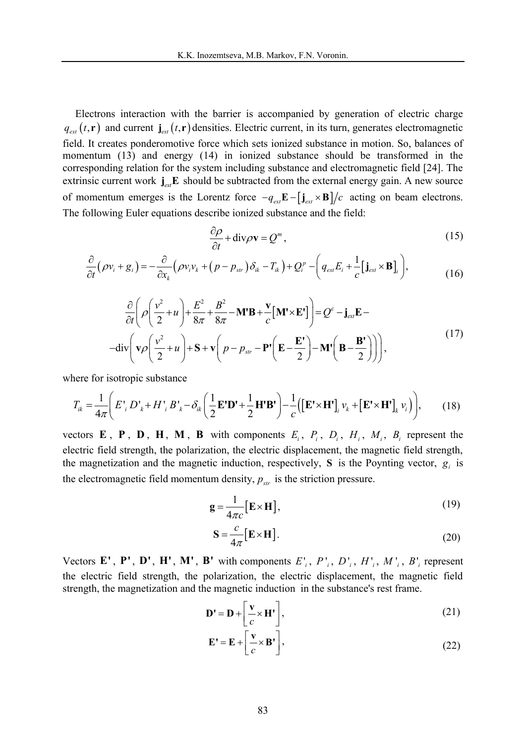Electrons interaction with the barrier is accompanied by generation of electric charge $q_{ext}(t,\mathbf{r})$ and current $\mathbf{j}_{ext}(t,\mathbf{r})$ densities. Electric current, in its turn, generates electromagnetic field. It creates ponderomotive force which sets ionized substance in motion. So, balances of momentum (13) and energy (14) in ionized substance should be transformed in the corresponding relation for the system including substance and electromagnetic field [24]. The extrinsic current work $\mathbf{j}_{ext}\mathbf{E}$ should be subtracted from the external energy gain. A new source of momentum emerges is the Lorentz force $-q_{ext}\mathbf{E}-[\mathbf{j}_{ext}\times\mathbf{B}]/c$ acting on beam electrons. The following Euler equations describe ionized substance and the field:

$$\frac{\partial\rho}{\partial t}+\mathrm{div}\rho\mathbf{v}=Q^{m}, \tag{15}$$

$$\frac{\partial}{\partial t}(\rho v_i+g_i)=-\frac{\partial}{\partial x_k}\left(\rho v_i v_k+(p-p_{str})\delta_{ik}-T_{ik}\right)+Q_i^{p}-\left(q_{ext}E_i+\frac{1}{c}[\mathbf{j}_{ext}\times\mathbf{B}]_i\right), \tag{16}$$

$$\begin{gathered}\frac{\partial}{\partial t}\left(\rho\left(\frac{v^2}{2}+u\right)+\frac{E^2}{8\pi}+\frac{B^2}{8\pi}-\mathbf{M'B}+\frac{\mathbf{v}}{c}[\mathbf{M'}\times\mathbf{E'}]\right)=Q^{e}-\mathbf{j}_{ext}\mathbf{E}-\\ -\mathrm{div}\left(\mathbf{v}\rho\left(\frac{v^2}{2}+u\right)+\mathbf{S}+\mathbf{v}\left(p-p_{str}-\mathbf{P'}\left(\mathbf{E}-\frac{\mathbf{E'}}{2}\right)-\mathbf{M'}\left(\mathbf{B}-\frac{\mathbf{B'}}{2}\right)\right)\right),\end{gathered} \tag{17}$$

where for isotropic substance

$$T_{ik}=\frac{1}{4\pi}\left(E'_i D'_k+H'_i B'_k-\delta_{ik}\left(\frac{1}{2}\mathbf{E'D'}+\frac{1}{2}\mathbf{H'B'}\right)-\frac{1}{c}\left([\mathbf{E'}\times\mathbf{H'}]_i v_k+[\mathbf{E'}\times\mathbf{H'}]_k v_i\right)\right), \tag{18}$$

vectors $\mathbf{E}$, $\mathbf{P}$, $\mathbf{D}$, $\mathbf{H}$, $\mathbf{M}$, $\mathbf{B}$ with components $E_i$, $P_i$, $D_i$, $H_i$, $M_i$, $B_i$ represent the electric field strength, the polarization, the electric displacement, the magnetic field strength, the magnetization and the magnetic induction, respectively, $\mathbf{S}$ is the Poynting vector, $g_i$ is the electromagnetic field momentum density, $p_{str}$ is the striction pressure.

$$\mathbf{g}=\frac{1}{4\pi c}[\mathbf{E}\times\mathbf{H}], \tag{19}$$

$$\mathbf{S}=\frac{c}{4\pi}[\mathbf{E}\times\mathbf{H}]. \tag{20}$$

Vectors $\mathbf{E'}$, $\mathbf{P'}$, $\mathbf{D'}$, $\mathbf{H'}$, $\mathbf{M'}$, $\mathbf{B'}$ with components $E'_i$, $P'_i$, $D'_i$, $H'_i$, $M'_i$, $B'_i$ represent the electric field strength, the polarization, the electric displacement, the magnetic field strength, the magnetization and the magnetic induction in the substance's rest frame.

$$\mathbf{D'}=\mathbf{D}+\left[\frac{\mathbf{v}}{c}\times\mathbf{H'}\right], \tag{21}$$

$$\mathbf{E'}=\mathbf{E}+\left[\frac{\mathbf{v}}{c}\times\mathbf{B'}\right], \tag{22}$$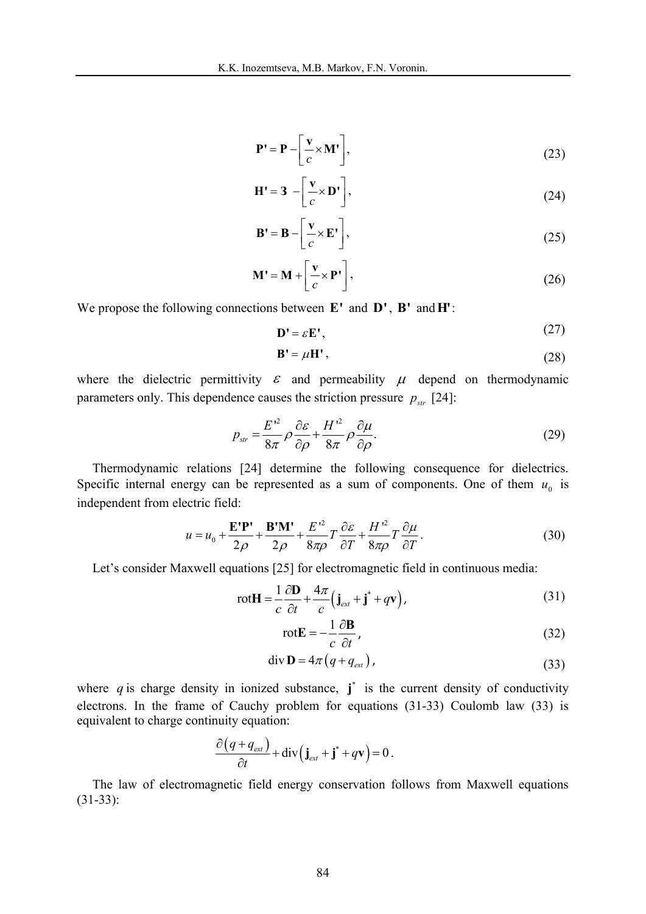$$\mathbf{P'} = \mathbf{P} - \left[ \frac{\mathbf{v}}{c} \times \mathbf{M'} \right], \tag{23}$$

$$\mathbf{H'} = \mathbf{З} \; - \left[ \frac{\mathbf{v}}{c} \times \mathbf{D'} \right], \tag{24}$$

$$\mathbf{B'} = \mathbf{B} - \left[ \frac{\mathbf{v}}{c} \times \mathbf{E'} \right], \tag{25}$$

$$\mathbf{M'} = \mathbf{M} + \left[ \frac{\mathbf{v}}{c} \times \mathbf{P'} \right], \tag{26}$$

We propose the following connections between $\mathbf{E'}$ and $\mathbf{D'}$, $\mathbf{B'}$ and $\mathbf{H'}$:

$$\mathbf{D'} = \varepsilon \mathbf{E'}, \tag{27}$$

$$\mathbf{B'} = \mu \mathbf{H'}, \tag{28}$$

where the dielectric permittivity $\varepsilon$ and permeability $\mu$ depend on thermodynamic parameters only. This dependence causes the striction pressure $p_{str}$ [24]:

$$p_{str} = \frac{E'^2}{8\pi} \rho \frac{\partial \varepsilon}{\partial \rho} + \frac{H'^2}{8\pi} \rho \frac{\partial \mu}{\partial \rho}. \tag{29}$$

Thermodynamic relations [24] determine the following consequence for dielectrics. Specific internal energy can be represented as a sum of components. One of them $u_0$ is independent from electric field:

$$u = u_0 + \frac{\mathbf{E'P'}}{2\rho} + \frac{\mathbf{B'M'}}{2\rho} + \frac{E'^2}{8\pi\rho} T \frac{\partial \varepsilon}{\partial T} + \frac{H'^2}{8\pi\rho} T \frac{\partial \mu}{\partial T}. \tag{30}$$

Let's consider Maxwell equations [25] for electromagnetic field in continuous media:

$$\mathrm{rot}\mathbf{H} = \frac{1}{c} \frac{\partial \mathbf{D}}{\partial t} + \frac{4\pi}{c} \left( \mathbf{j}_{ext} + \mathbf{j}^* + q\mathbf{v} \right), \tag{31}$$

$$\mathrm{rot}\mathbf{E} = -\frac{1}{c} \frac{\partial \mathbf{B}}{\partial t}, \tag{32}$$

$$\mathrm{div}\,\mathbf{D} = 4\pi \left( q + q_{ext} \right), \tag{33}$$

where $q$ is charge density in ionized substance, $\mathbf{j}^*$ is the current density of conductivity electrons. In the frame of Cauchy problem for equations (31-33) Coulomb law (33) is equivalent to charge continuity equation:

$$\frac{\partial \left( q + q_{ext} \right)}{\partial t} + \mathrm{div} \left( \mathbf{j}_{ext} + \mathbf{j}^* + q\mathbf{v} \right) = 0.$$

The law of electromagnetic field energy conservation follows from Maxwell equations (31-33):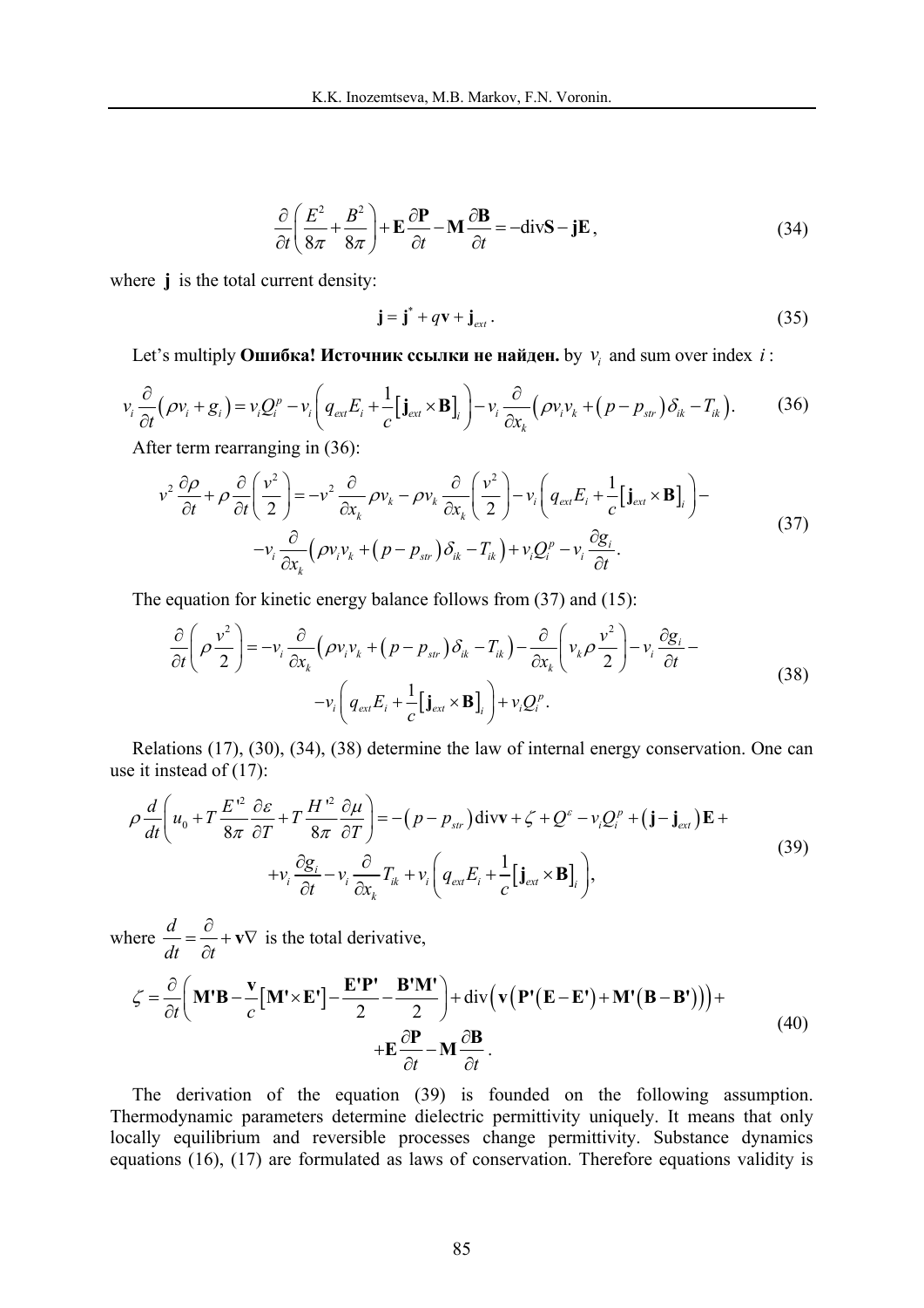$$\frac{\partial}{\partial t}\left(\frac{E^2}{8\pi}+\frac{B^2}{8\pi}\right)+\mathbf{E}\frac{\partial \mathbf{P}}{\partial t}-\mathbf{M}\frac{\partial \mathbf{B}}{\partial t}=-\mathrm{div}\mathbf{S}-\mathbf{jE}, \tag{34}$$

where $\mathbf{j}$ is the total current density:

$$\mathbf{j}=\mathbf{j}^*+q\mathbf{v}+\mathbf{j}_{ext}. \tag{35}$$

Let's multiply **Ошибка! Источник ссылки не найден.** by $v_i$ and sum over index $i$:

$$v_i\frac{\partial}{\partial t}\left(\rho v_i+g_i\right)=v_iQ_i^p-v_i\left(q_{ext}E_i+\frac{1}{c}\left[\mathbf{j}_{ext}\times\mathbf{B}\right]_i\right)-v_i\frac{\partial}{\partial x_k}\left(\rho v_iv_k+\left(p-p_{str}\right)\delta_{ik}-T_{ik}\right). \tag{36}$$

After term rearranging in (36):

$$\begin{gathered}v^2\frac{\partial \rho}{\partial t}+\rho\frac{\partial}{\partial t}\left(\frac{v^2}{2}\right)=-v^2\frac{\partial}{\partial x_k}\rho v_k-\rho v_k\frac{\partial}{\partial x_k}\left(\frac{v^2}{2}\right)-v_i\left(q_{ext}E_i+\frac{1}{c}\left[\mathbf{j}_{ext}\times\mathbf{B}\right]_i\right)-\\-v_i\frac{\partial}{\partial x_k}\left(\rho v_iv_k+\left(p-p_{str}\right)\delta_{ik}-T_{ik}\right)+v_iQ_i^p-v_i\frac{\partial g_i}{\partial t}.\end{gathered} \tag{37}$$

The equation for kinetic energy balance follows from (37) and (15):

$$\begin{gathered}\frac{\partial}{\partial t}\left(\rho\frac{v^2}{2}\right)=-v_i\frac{\partial}{\partial x_k}\left(\rho v_iv_k+\left(p-p_{str}\right)\delta_{ik}-T_{ik}\right)-\frac{\partial}{\partial x_k}\left(v_k\rho\frac{v^2}{2}\right)-v_i\frac{\partial g_i}{\partial t}-\\-v_i\left(q_{ext}E_i+\frac{1}{c}\left[\mathbf{j}_{ext}\times\mathbf{B}\right]_i\right)+v_iQ_i^p.\end{gathered} \tag{38}$$

Relations (17), (30), (34), (38) determine the law of internal energy conservation. One can use it instead of (17):

$$\begin{gathered}\rho\frac{d}{dt}\left(u_0+T\frac{E'^2}{8\pi}\frac{\partial\varepsilon}{\partial T}+T\frac{H'^2}{8\pi}\frac{\partial\mu}{\partial T}\right)=-\left(p-p_{str}\right)\mathrm{div}\mathbf{v}+\zeta+Q^e-v_iQ_i^p+\left(\mathbf{j}-\mathbf{j}_{ext}\right)\mathbf{E}+\\+v_i\frac{\partial g_i}{\partial t}-v_i\frac{\partial}{\partial x_k}T_{ik}+v_i\left(q_{ext}E_i+\frac{1}{c}\left[\mathbf{j}_{ext}\times\mathbf{B}\right]_i\right),\end{gathered} \tag{39}$$

where $\frac{d}{dt}=\frac{\partial}{\partial t}+\mathbf{v}\nabla$ is the total derivative,

$$\begin{gathered}\zeta=\frac{\partial}{\partial t}\left(\mathbf{M'B}-\frac{\mathbf{v}}{c}\left[\mathbf{M'}\times\mathbf{E'}\right]-\frac{\mathbf{E'P'}}{2}-\frac{\mathbf{B'M'}}{2}\right)+\mathrm{div}\left(\mathbf{v}\left(\mathbf{P'}\left(\mathbf{E}-\mathbf{E'}\right)+\mathbf{M'}\left(\mathbf{B}-\mathbf{B'}\right)\right)\right)+\\+\mathbf{E}\frac{\partial\mathbf{P}}{\partial t}-\mathbf{M}\frac{\partial\mathbf{B}}{\partial t}.\end{gathered} \tag{40}$$

The derivation of the equation (39) is founded on the following assumption. Thermodynamic parameters determine dielectric permittivity uniquely. It means that only locally equilibrium and reversible processes change permittivity. Substance dynamics equations (16), (17) are formulated as laws of conservation. Therefore equations validity is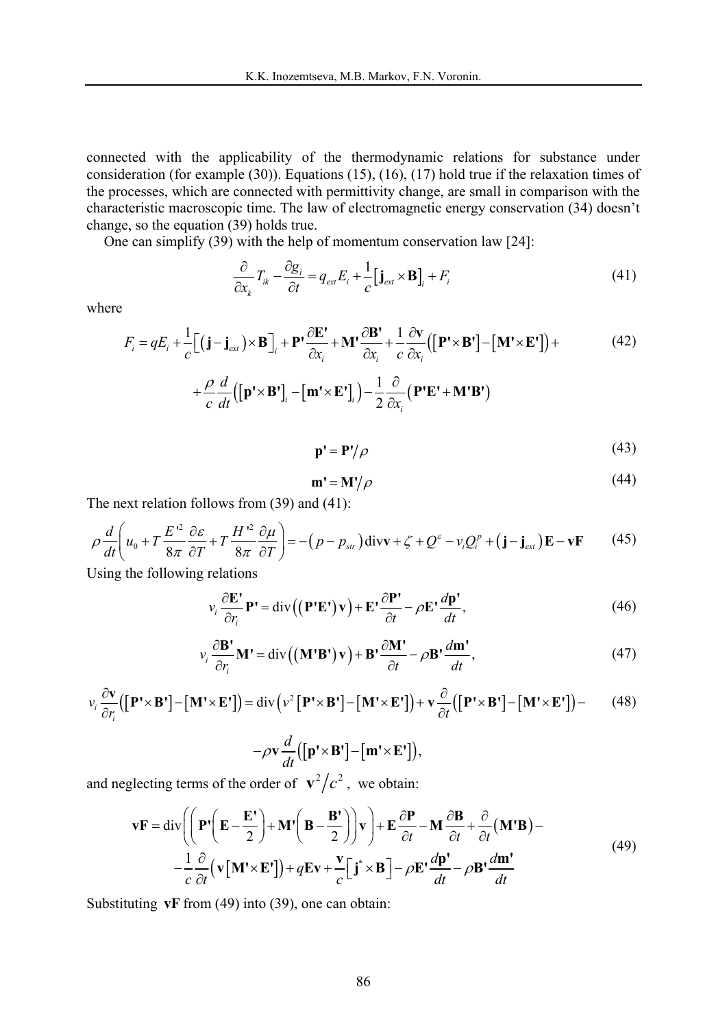connected with the applicability of the thermodynamic relations for substance under consideration (for example (30)). Equations (15), (16), (17) hold true if the relaxation times of the processes, which are connected with permittivity change, are small in comparison with the characteristic macroscopic time. The law of electromagnetic energy conservation (34) doesn't change, so the equation (39) holds true.

One can simplify (39) with the help of momentum conservation law [24]:

$$\frac{\partial}{\partial x_k} T_{ik} - \frac{\partial g_i}{\partial t} = q_{ext} E_i + \frac{1}{c}\left[\mathbf{j}_{ext} \times \mathbf{B}\right]_i + F_i \tag{41}$$

where

$$F_i = qE_i + \frac{1}{c}\left[\left(\mathbf{j} - \mathbf{j}_{ext}\right) \times \mathbf{B}\right]_i + \mathbf{P'}\frac{\partial \mathbf{E'}}{\partial x_i} + \mathbf{M'}\frac{\partial \mathbf{B'}}{\partial x_i} + \frac{1}{c}\frac{\partial \mathbf{v}}{\partial x_i}\left(\left[\mathbf{P'} \times \mathbf{B'}\right] - \left[\mathbf{M'} \times \mathbf{E'}\right]\right) + \tag{42}$$

$$+ \frac{\rho}{c}\frac{d}{dt}\left(\left[\mathbf{p'} \times \mathbf{B'}\right]_i - \left[\mathbf{m'} \times \mathbf{E'}\right]_i\right) - \frac{1}{2}\frac{\partial}{\partial x_i}\left(\mathbf{P'E'} + \mathbf{M'B'}\right)$$

$$\mathbf{p'} = \mathbf{P'}/\rho \tag{43}$$

$$\mathbf{m'} = \mathbf{M'}/\rho \tag{44}$$

The next relation follows from (39) and (41):

$$\rho \frac{d}{dt}\left(u_0 + T\frac{E'^2}{8\pi}\frac{\partial \varepsilon}{\partial T} + T\frac{H'^2}{8\pi}\frac{\partial \mu}{\partial T}\right) = -\left(p - p_{str}\right)\operatorname{div}\mathbf{v} + \zeta + Q^e - v_i Q_i^p + \left(\mathbf{j} - \mathbf{j}_{ext}\right)\mathbf{E} - \mathbf{vF} \tag{45}$$

Using the following relations

$$v_i \frac{\partial \mathbf{E'}}{\partial r_i}\mathbf{P'} = \operatorname{div}\left(\left(\mathbf{P'E'}\right)\mathbf{v}\right) + \mathbf{E'}\frac{\partial \mathbf{P'}}{\partial t} - \rho \mathbf{E'}\frac{d\mathbf{p'}}{dt}, \tag{46}$$

$$v_i \frac{\partial \mathbf{B'}}{\partial r_i}\mathbf{M'} = \operatorname{div}\left(\left(\mathbf{M'B'}\right)\mathbf{v}\right) + \mathbf{B'}\frac{\partial \mathbf{M'}}{\partial t} - \rho \mathbf{B'}\frac{d\mathbf{m'}}{dt}, \tag{47}$$

$$v_i \frac{\partial \mathbf{v}}{\partial r_i}\left(\left[\mathbf{P'} \times \mathbf{B'}\right] - \left[\mathbf{M'} \times \mathbf{E'}\right]\right) = \operatorname{div}\left(v^2\left[\mathbf{P'} \times \mathbf{B'}\right] - \left[\mathbf{M'} \times \mathbf{E'}\right]\right) + \mathbf{v}\frac{\partial}{\partial t}\left(\left[\mathbf{P'} \times \mathbf{B'}\right] - \left[\mathbf{M'} \times \mathbf{E'}\right]\right) - \tag{48}$$

$$-\rho \mathbf{v}\frac{d}{dt}\left(\left[\mathbf{p'} \times \mathbf{B'}\right] - \left[\mathbf{m'} \times \mathbf{E'}\right]\right),$$

and neglecting terms of the order of $\mathbf{v}^2/c^2$, we obtain:

$$\mathbf{vF} = \operatorname{div}\left(\left(\mathbf{P'}\left(\mathbf{E} - \frac{\mathbf{E'}}{2}\right) + \mathbf{M'}\left(\mathbf{B} - \frac{\mathbf{B'}}{2}\right)\right)\mathbf{v}\right) + \mathbf{E}\frac{\partial \mathbf{P}}{\partial t} - \mathbf{M}\frac{\partial \mathbf{B}}{\partial t} + \frac{\partial}{\partial t}\left(\mathbf{M'B}\right) -$$
$$- \frac{1}{c}\frac{\partial}{\partial t}\left(\mathbf{v}\left[\mathbf{M'} \times \mathbf{E'}\right]\right) + q\mathbf{Ev} + \frac{\mathbf{v}}{c}\left[\mathbf{j}^* \times \mathbf{B}\right] - \rho \mathbf{E'}\frac{d\mathbf{p'}}{dt} - \rho \mathbf{B'}\frac{d\mathbf{m'}}{dt} \tag{49}$$

Substituting $\mathbf{vF}$ from (49) into (39), one can obtain: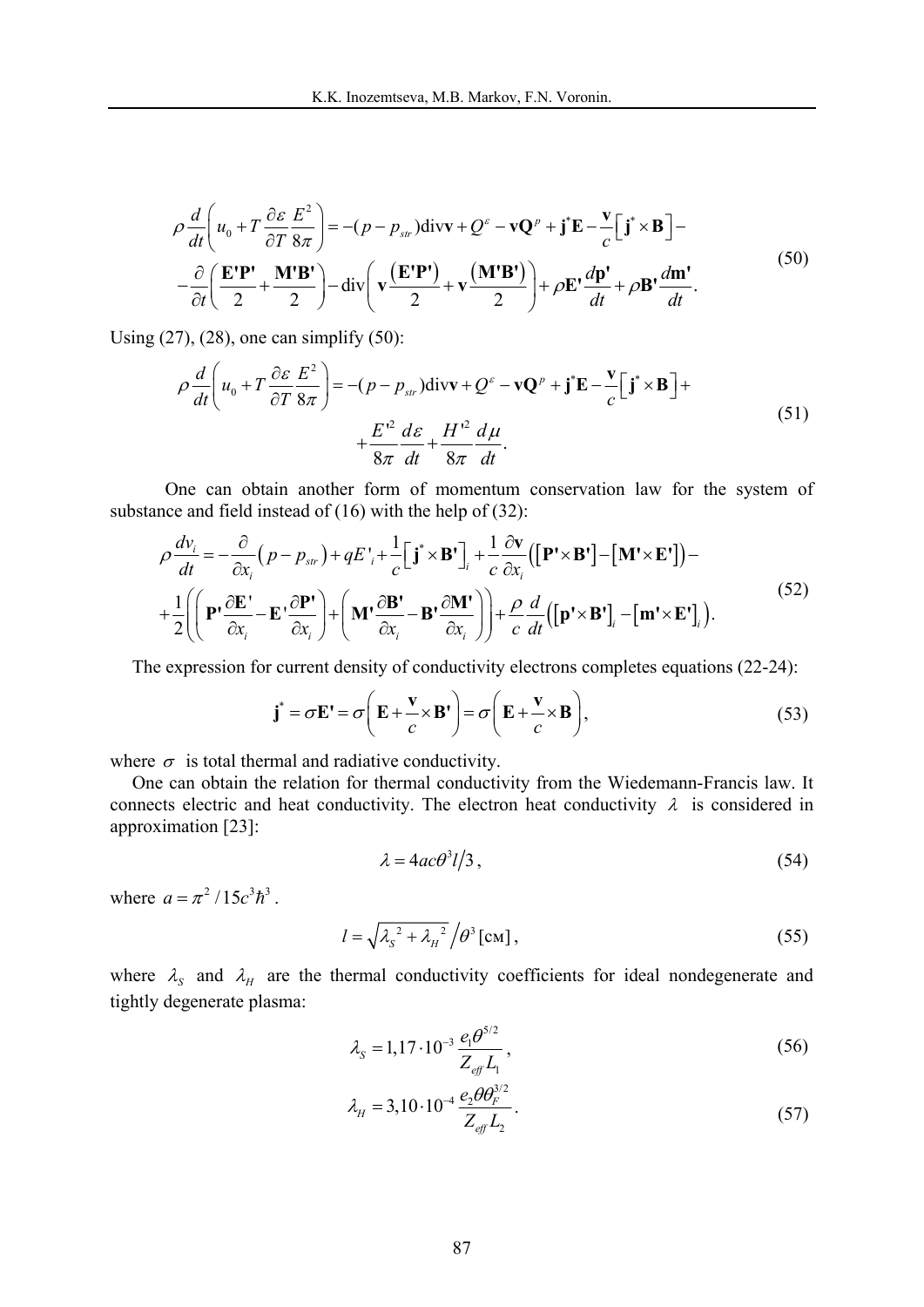$$
\rho \frac{d}{dt}\left(u_0 + T\frac{\partial \varepsilon}{\partial T}\frac{E^2}{8\pi}\right) = -(p - p_{str})\mathrm{div}\mathbf{v} + Q^{\varepsilon} - \mathbf{v}\mathbf{Q}^{p} + \mathbf{j}^{*}\mathbf{E} - \frac{\mathbf{v}}{c}\left[\mathbf{j}^{*}\times\mathbf{B}\right] -
$$
$$
-\frac{\partial}{\partial t}\left(\frac{\mathbf{E'P'}}{2} + \frac{\mathbf{M'B'}}{2}\right) - \mathrm{div}\left(\mathbf{v}\frac{\left(\mathbf{E'P'}\right)}{2} + \mathbf{v}\frac{\left(\mathbf{M'B'}\right)}{2}\right) + \rho\mathbf{E'}\frac{d\mathbf{p'}}{dt} + \rho\mathbf{B'}\frac{d\mathbf{m'}}{dt}. \tag{50}
$$

Using (27), (28), one can simplify (50):

$$
\rho \frac{d}{dt}\left(u_0 + T\frac{\partial \varepsilon}{\partial T}\frac{E^2}{8\pi}\right) = -(p - p_{str})\mathrm{div}\mathbf{v} + Q^{\varepsilon} - \mathbf{v}\mathbf{Q}^{p} + \mathbf{j}^{*}\mathbf{E} - \frac{\mathbf{v}}{c}\left[\mathbf{j}^{*}\times\mathbf{B}\right] +
$$
$$
+\frac{E'^2}{8\pi}\frac{d\varepsilon}{dt} + \frac{H'^2}{8\pi}\frac{d\mu}{dt}. \tag{51}
$$

One can obtain another form of momentum conservation law for the system of substance and field instead of (16) with the help of (32):

$$
\rho\frac{dv_i}{dt} = -\frac{\partial}{\partial x_i}\left(p - p_{str}\right) + qE'_i + \frac{1}{c}\left[\mathbf{j}^{*}\times\mathbf{B'}\right]_i + \frac{1}{c}\frac{\partial \mathbf{v}}{\partial x_i}\left(\left[\mathbf{P'}\times\mathbf{B'}\right] - \left[\mathbf{M'}\times\mathbf{E'}\right]\right) -
$$
$$
+\frac{1}{2}\left(\left(\mathbf{P'}\frac{\partial \mathbf{E'}}{\partial x_i} - \mathbf{E'}\frac{\partial \mathbf{P'}}{\partial x_i}\right) + \left(\mathbf{M'}\frac{\partial \mathbf{B'}}{\partial x_i} - \mathbf{B'}\frac{\partial \mathbf{M'}}{\partial x_i}\right)\right) + \frac{\rho}{c}\frac{d}{dt}\left(\left[\mathbf{p'}\times\mathbf{B'}\right]_i - \left[\mathbf{m'}\times\mathbf{E'}\right]_i\right). \tag{52}
$$

The expression for current density of conductivity electrons completes equations (22-24):

$$
\mathbf{j}^{*} = \sigma\mathbf{E'} = \sigma\left(\mathbf{E} + \frac{\mathbf{v}}{c}\times\mathbf{B'}\right) = \sigma\left(\mathbf{E} + \frac{\mathbf{v}}{c}\times\mathbf{B}\right), \tag{53}
$$

where $\sigma$ is total thermal and radiative conductivity.

One can obtain the relation for thermal conductivity from the Wiedemann-Francis law. It connects electric and heat conductivity. The electron heat conductivity $\lambda$ is considered in approximation [23]:

$$
\lambda = 4ac\theta^3 l/3, \tag{54}
$$

where $a = \pi^2/15c^3\hbar^3$.

$$
l = \sqrt{\lambda_S^{\,2} + \lambda_H^{\,2}}\,/\theta^3\,[\text{см}], \tag{55}
$$

where $\lambda_S$ and $\lambda_H$ are the thermal conductivity coefficients for ideal nondegenerate and tightly degenerate plasma:

$$
\lambda_S = 1{,}17\cdot 10^{-3}\frac{e_1\theta^{5/2}}{Z_{eff}L_1}, \tag{56}
$$

$$
\lambda_H = 3{,}10\cdot 10^{-4}\frac{e_2\theta\theta_F^{3/2}}{Z_{eff}L_2}. \tag{57}
$$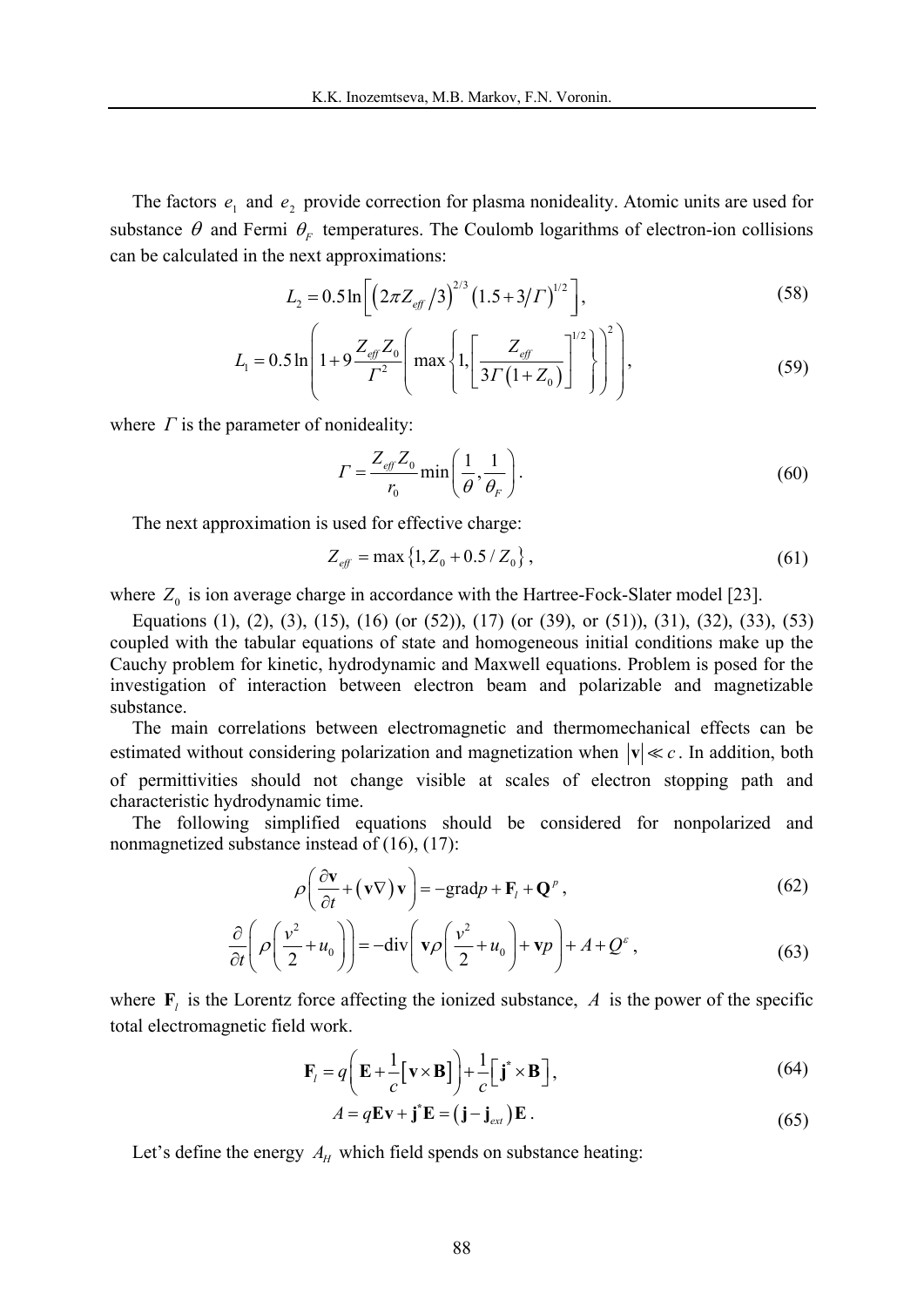The factors $e_1$ and $e_2$ provide correction for plasma nonideality. Atomic units are used for substance $\theta$ and Fermi $\theta_F$ temperatures. The Coulomb logarithms of electron-ion collisions can be calculated in the next approximations:

$$L_2 = 0.5 \ln\left[ \left( 2\pi Z_{eff} / 3 \right)^{2/3} \left( 1.5 + 3/\Gamma \right)^{1/2} \right], \tag{58}$$

$$L_1 = 0.5 \ln\left( 1 + 9 \frac{Z_{eff} Z_0}{\Gamma^2} \left( \max\left\{ 1, \left[ \frac{Z_{eff}}{3\Gamma\left(1+Z_0\right)} \right]^{1/2} \right\} \right)^2 \right), \tag{59}$$

where $\Gamma$ is the parameter of nonideality:

$$\Gamma = \frac{Z_{eff} Z_0}{r_0} \min\left( \frac{1}{\theta}, \frac{1}{\theta_F} \right). \tag{60}$$

The next approximation is used for effective charge:

$$Z_{eff} = \max\left\{ 1, Z_0 + 0.5 / Z_0 \right\}, \tag{61}$$

where $Z_0$ is ion average charge in accordance with the Hartree-Fock-Slater model [23].

Equations (1), (2), (3), (15), (16) (or (52)), (17) (or (39), or (51)), (31), (32), (33), (53) coupled with the tabular equations of state and homogeneous initial conditions make up the Cauchy problem for kinetic, hydrodynamic and Maxwell equations. Problem is posed for the investigation of interaction between electron beam and polarizable and magnetizable substance.

The main correlations between electromagnetic and thermomechanical effects can be estimated without considering polarization and magnetization when $|\mathbf{v}| \ll c$. In addition, both of permittivities should not change visible at scales of electron stopping path and characteristic hydrodynamic time.

The following simplified equations should be considered for nonpolarized and nonmagnetized substance instead of (16), (17):

$$\rho\left( \frac{\partial \mathbf{v}}{\partial t} + \left( \mathbf{v}\nabla \right)\mathbf{v} \right) = -\mathrm{grad} p + \mathbf{F}_l + \mathbf{Q}^p, \tag{62}$$

$$\frac{\partial}{\partial t}\left( \rho\left( \frac{v^2}{2} + u_0 \right) \right) = -\mathrm{div}\left( \mathbf{v}\rho\left( \frac{v^2}{2} + u_0 \right) + \mathbf{v}p \right) + A + Q^{\varepsilon}, \tag{63}$$

where $\mathbf{F}_l$ is the Lorentz force affecting the ionized substance, $A$ is the power of the specific total electromagnetic field work.

$$\mathbf{F}_l = q\left( \mathbf{E} + \frac{1}{c}\left[ \mathbf{v} \times \mathbf{B} \right] \right) + \frac{1}{c}\left[ \mathbf{j}^* \times \mathbf{B} \right], \tag{64}$$

$$A = q\mathbf{E}\mathbf{v} + \mathbf{j}^*\mathbf{E} = \left( \mathbf{j} - \mathbf{j}_{ext} \right)\mathbf{E}. \tag{65}$$

Let's define the energy $A_H$ which field spends on substance heating: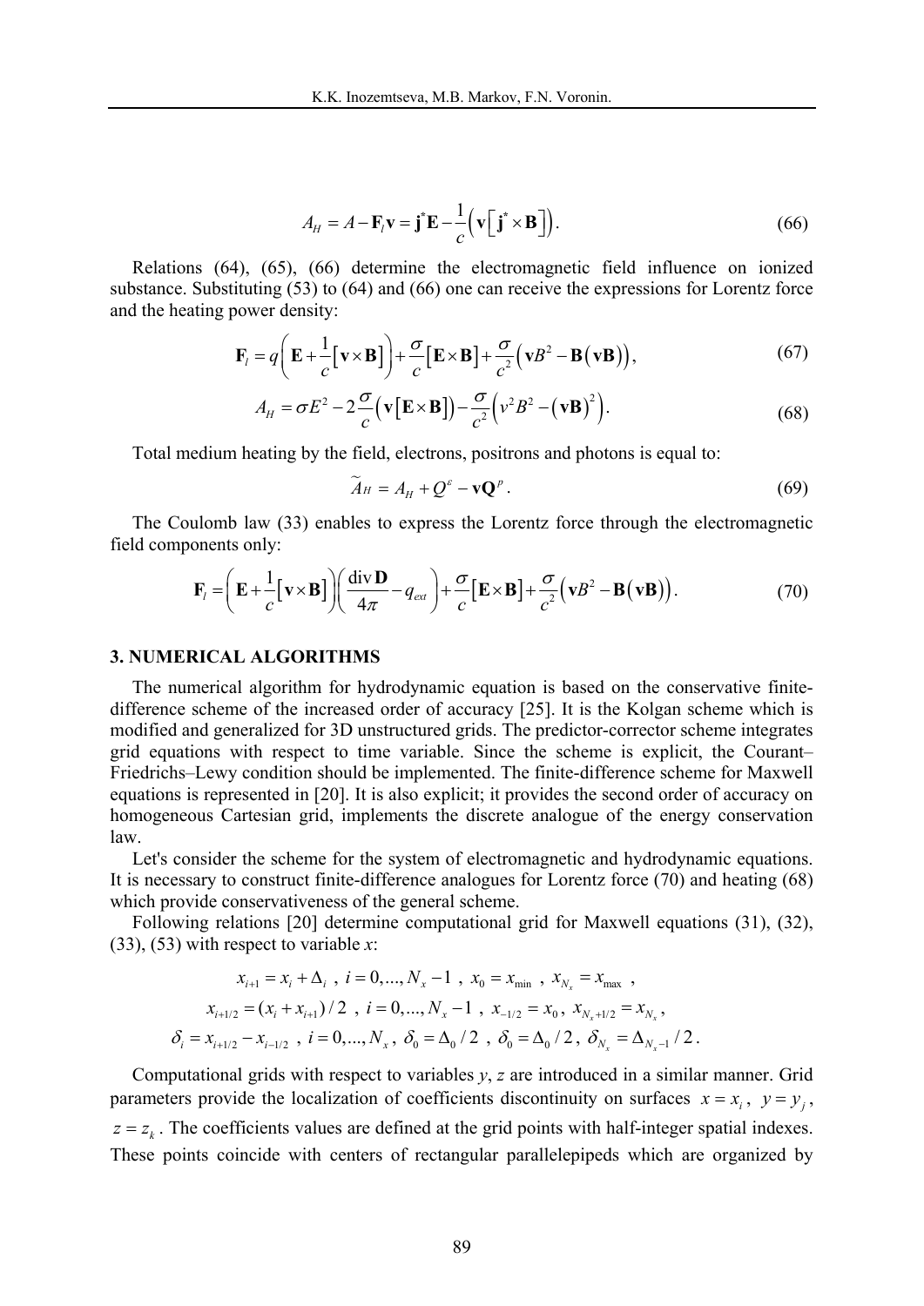$$A_H = A - \mathbf{F}_l \mathbf{v} = \mathbf{j}^* \mathbf{E} - \frac{1}{c}\left(\mathbf{v}\left[\mathbf{j}^* \times \mathbf{B}\right]\right). \tag{66}$$

Relations (64), (65), (66) determine the electromagnetic field influence on ionized substance. Substituting (53) to (64) and (66) one can receive the expressions for Lorentz force and the heating power density:

$$\mathbf{F}_l = q\left(\mathbf{E} + \frac{1}{c}\left[\mathbf{v} \times \mathbf{B}\right]\right) + \frac{\sigma}{c}\left[\mathbf{E} \times \mathbf{B}\right] + \frac{\sigma}{c^2}\left(\mathbf{v}B^2 - \mathbf{B}\left(\mathbf{v}\mathbf{B}\right)\right), \tag{67}$$

$$A_H = \sigma E^2 - 2\frac{\sigma}{c}\left(\mathbf{v}\left[\mathbf{E} \times \mathbf{B}\right]\right) - \frac{\sigma}{c^2}\left(v^2 B^2 - \left(\mathbf{v}\mathbf{B}\right)^2\right). \tag{68}$$

Total medium heating by the field, electrons, positrons and photons is equal to:

$$\widetilde{A}_H = A_H + Q^e - \mathbf{v}\mathbf{Q}^p. \tag{69}$$

The Coulomb law (33) enables to express the Lorentz force through the electromagnetic field components only:

$$\mathbf{F}_l = \left(\mathbf{E} + \frac{1}{c}\left[\mathbf{v} \times \mathbf{B}\right]\right)\left(\frac{\operatorname{div}\mathbf{D}}{4\pi} - q_{ext}\right) + \frac{\sigma}{c}\left[\mathbf{E} \times \mathbf{B}\right] + \frac{\sigma}{c^2}\left(\mathbf{v}B^2 - \mathbf{B}\left(\mathbf{v}\mathbf{B}\right)\right). \tag{70}$$

## 3. NUMERICAL ALGORITHMS

The numerical algorithm for hydrodynamic equation is based on the conservative finite-difference scheme of the increased order of accuracy [25]. It is the Kolgan scheme which is modified and generalized for 3D unstructured grids. The predictor-corrector scheme integrates grid equations with respect to time variable. Since the scheme is explicit, the Courant–Friedrichs–Lewy condition should be implemented. The finite-difference scheme for Maxwell equations is represented in [20]. It is also explicit; it provides the second order of accuracy on homogeneous Cartesian grid, implements the discrete analogue of the energy conservation law.

Let's consider the scheme for the system of electromagnetic and hydrodynamic equations. It is necessary to construct finite-difference analogues for Lorentz force (70) and heating (68) which provide conservativeness of the general scheme.

Following relations [20] determine computational grid for Maxwell equations (31), (32), (33), (53) with respect to variable $x$:

$$x_{i+1} = x_i + \Delta_i \text{ , } i = 0,...,N_x - 1 \text{ , } x_0 = x_{\min} \text{ , } x_{N_x} = x_{\max} \text{ ,}$$

$$x_{i+1/2} = (x_i + x_{i+1})/2 \text{ , } i = 0,...,N_x - 1 \text{ , } x_{-1/2} = x_0 \text{, } x_{N_x+1/2} = x_{N_x} \text{,}$$

$$\delta_i = x_{i+1/2} - x_{i-1/2} \text{ , } i = 0,...,N_x \text{, } \delta_0 = \Delta_0/2 \text{ , } \delta_0 = \Delta_0/2 \text{, } \delta_{N_x} = \Delta_{N_x-1}/2 \text{.}$$

Computational grids with respect to variables $y$, $z$ are introduced in a similar manner. Grid parameters provide the localization of coefficients discontinuity on surfaces $x = x_i$, $y = y_j$, $z = z_k$. The coefficients values are defined at the grid points with half-integer spatial indexes. These points coincide with centers of rectangular parallelepipeds which are organized by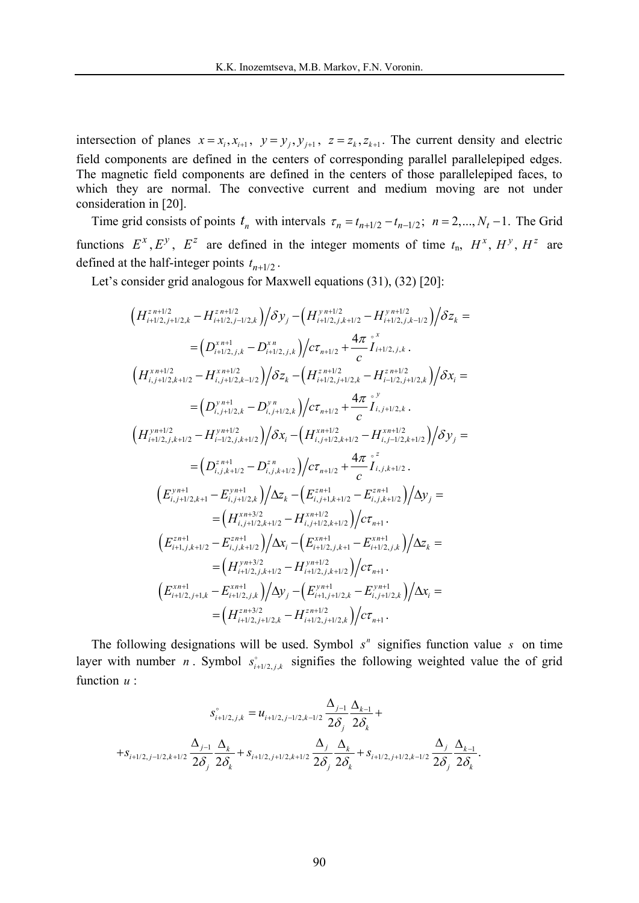intersection of planes $x = x_i, x_{i+1}$, $y = y_j, y_{j+1}$, $z = z_k, z_{k+1}$. The current density and electric field components are defined in the centers of corresponding parallel parallelepiped edges. The magnetic field components are defined in the centers of those parallelepiped faces, to which they are normal. The convective current and medium moving are not under consideration in [20].

Time grid consists of points $t_n$ with intervals $\tau_n = t_{n+1/2} - t_{n-1/2}$; $n = 2,...,N_t - 1$. The Grid functions $E^x, E^y$, $E^z$ are defined in the integer moments of time $t_n$, $H^x$, $H^y$, $H^z$ are defined at the half-integer points $t_{n+1/2}$.

Let's consider grid analogous for Maxwell equations (31), (32) [20]:

$$
\left(H^{z\,n+1/2}_{i+1/2,j+1/2,k} - H^{z\,n+1/2}_{i+1/2,j-1/2,k}\right)\Big/\delta y_j - \left(H^{y\,n+1/2}_{i+1/2,j,k+1/2} - H^{y\,n+1/2}_{i+1/2,j,k-1/2}\right)\Big/\delta z_k =
$$
$$
= \left(D^{x\,n+1}_{i+1/2,j,k} - D^{x\,n}_{i+1/2,j,k}\right)\Big/c\tau_{n+1/2} + \frac{4\pi}{c}\overset{\circ}{I}{}^{x}_{i+1/2,j,k}.
$$
$$
\left(H^{x\,n+1/2}_{i,j+1/2,k+1/2} - H^{x\,n+1/2}_{i,j+1/2,k-1/2}\right)\Big/\delta z_k - \left(H^{z\,n+1/2}_{i+1/2,j+1/2,k} - H^{z\,n+1/2}_{i-1/2,j+1/2,k}\right)\Big/\delta x_i =
$$
$$
= \left(D^{y\,n+1}_{i,j+1/2,k} - D^{y\,n}_{i,j+1/2,k}\right)\Big/c\tau_{n+1/2} + \frac{4\pi}{c}\overset{\circ}{I}{}^{y}_{i,j+1/2,k}.
$$
$$
\left(H^{y\,n+1/2}_{i+1/2,j,k+1/2} - H^{y\,n+1/2}_{i-1/2,j,k+1/2}\right)\Big/\delta x_i - \left(H^{x\,n+1/2}_{i,j+1/2,k+1/2} - H^{x\,n+1/2}_{i,j-1/2,k+1/2}\right)\Big/\delta y_j =
$$
$$
= \left(D^{z\,n+1}_{i,j,k+1/2} - D^{z\,n}_{i,j,k+1/2}\right)\Big/c\tau_{n+1/2} + \frac{4\pi}{c}\overset{\circ}{I}{}^{z}_{i,j,k+1/2}.
$$
$$
\left(E^{y\,n+1}_{i,j+1/2,k+1} - E^{y\,n+1}_{i,j+1/2,k}\right)\Big/\Delta z_k - \left(E^{z\,n+1}_{i,j+1,k+1/2} - E^{z\,n+1}_{i,j,k+1/2}\right)\Big/\Delta y_j =
$$
$$
= \left(H^{x\,n+3/2}_{i,j+1/2,k+1/2} - H^{x\,n+1/2}_{i,j+1/2,k+1/2}\right)\Big/c\tau_{n+1}.
$$
$$
\left(E^{z\,n+1}_{i+1,j,k+1/2} - E^{z\,n+1}_{i,j,k+1/2}\right)\Big/\Delta x_i - \left(E^{x\,n+1}_{i+1/2,j,k+1} - E^{x\,n+1}_{i+1/2,j,k}\right)\Big/\Delta z_k =
$$
$$
= \left(H^{y\,n+3/2}_{i+1/2,j,k+1/2} - H^{y\,n+1/2}_{i+1/2,j,k+1/2}\right)\Big/c\tau_{n+1}.
$$
$$
\left(E^{x\,n+1}_{i+1/2,j+1,k} - E^{x\,n+1}_{i+1/2,j,k}\right)\Big/\Delta y_j - \left(E^{y\,n+1}_{i+1,j+1/2,k} - E^{y\,n+1}_{i,j+1/2,k}\right)\Big/\Delta x_i =
$$
$$
= \left(H^{z\,n+3/2}_{i+1/2,j+1/2,k} - H^{z\,n+1/2}_{i+1/2,j+1/2,k}\right)\Big/c\tau_{n+1}.
$$

The following designations will be used. Symbol $s^n$ signifies function value $s$ on time layer with number $n$. Symbol $\overset{\circ}{s}_{i+1/2,j,k}$ signifies the following weighted value the of grid function $u$:

$$
\overset{\circ}{s}_{i+1/2,j,k} = u_{i+1/2,j-1/2,k-1/2}\frac{\Delta_{j-1}}{2\delta_j}\frac{\Delta_{k-1}}{2\delta_k} +
$$
$$
+ s_{i+1/2,j-1/2,k+1/2}\frac{\Delta_{j-1}}{2\delta_j}\frac{\Delta_k}{2\delta_k} + s_{i+1/2,j+1/2,k+1/2}\frac{\Delta_j}{2\delta_j}\frac{\Delta_k}{2\delta_k} + s_{i+1/2,j+1/2,k-1/2}\frac{\Delta_j}{2\delta_j}\frac{\Delta_{k-1}}{2\delta_k}.
$$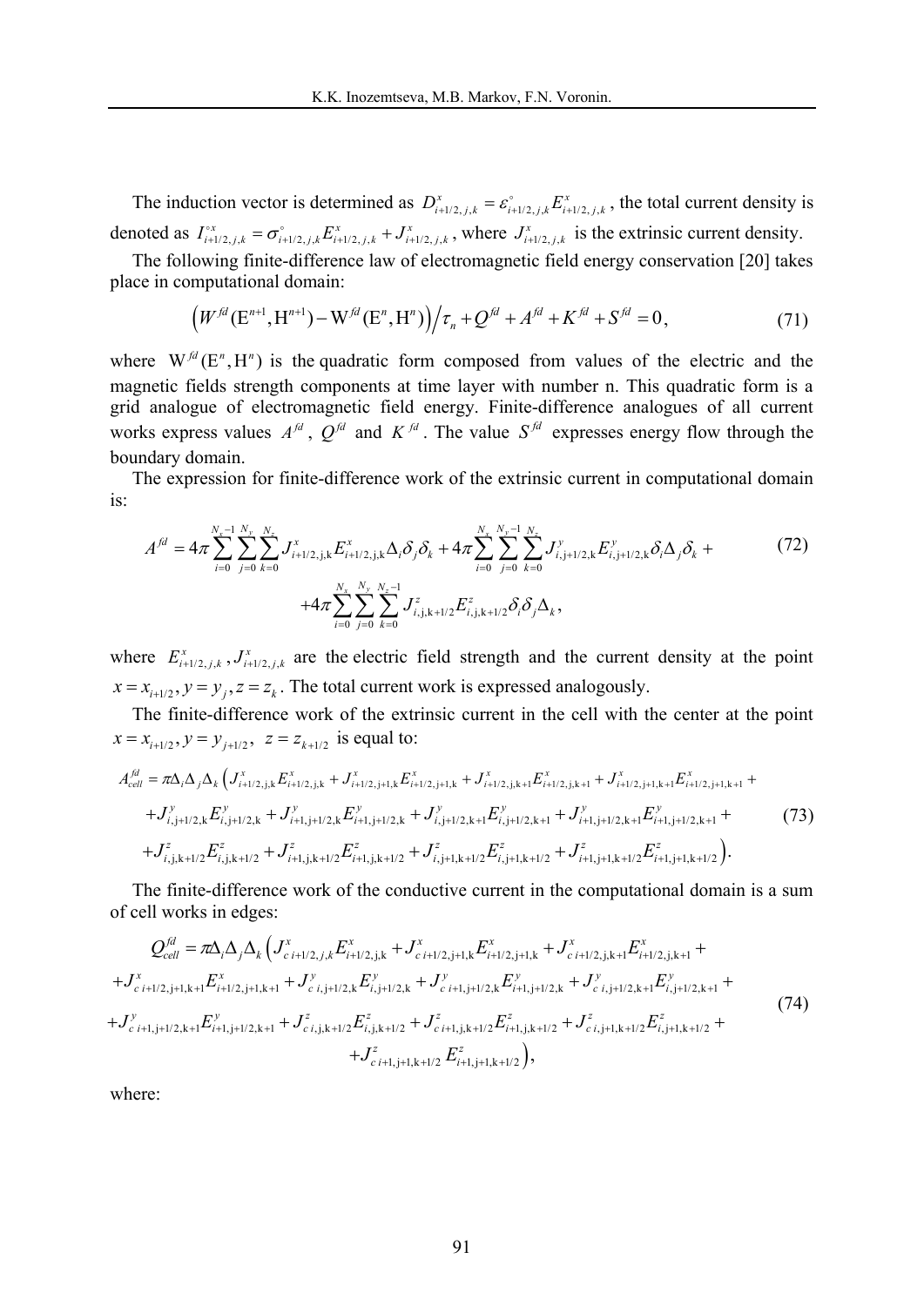The induction vector is determined as $D^x_{i+1/2,j,k} = \varepsilon^\circ_{i+1/2,j,k} E^x_{i+1/2,j,k}$, the total current density is denoted as $I^{\circ x}_{i+1/2,j,k} = \sigma^\circ_{i+1/2,j,k} E^x_{i+1/2,j,k} + J^x_{i+1/2,j,k}$, where $J^x_{i+1/2,j,k}$ is the extrinsic current density.

The following finite-difference law of electromagnetic field energy conservation [20] takes place in computational domain:

$$\left(W^{fd}(\mathrm{E}^{n+1},\mathrm{H}^{n+1}) - \mathrm{W}^{fd}(\mathrm{E}^n,\mathrm{H}^n)\right)\Big/\tau_n + Q^{fd} + A^{fd} + K^{fd} + S^{fd} = 0, \tag{71}$$

where $\mathrm{W}^{fd}(\mathrm{E}^n,\mathrm{H}^n)$ is the quadratic form composed from values of the electric and the magnetic fields strength components at time layer with number n. This quadratic form is a grid analogue of electromagnetic field energy. Finite-difference analogues of all current works express values $A^{fd}$, $Q^{fd}$ and $K^{fd}$. The value $S^{fd}$ expresses energy flow through the boundary domain.

The expression for finite-difference work of the extrinsic current in computational domain is:

$$\begin{aligned} A^{fd} = 4\pi \sum_{i=0}^{N_x-1}\sum_{j=0}^{N_y}\sum_{k=0}^{N_z} J^x_{i+1/2,\mathrm{j,k}} E^x_{i+1/2,\mathrm{j,k}} \Delta_i \delta_j \delta_k + 4\pi \sum_{i=0}^{N_x}\sum_{j=0}^{N_y-1}\sum_{k=0}^{N_z} J^y_{i,\mathrm{j}+1/2,\mathrm{k}} E^y_{i,\mathrm{j}+1/2,\mathrm{k}} \delta_i \Delta_j \delta_k + \\ +4\pi \sum_{i=0}^{N_x}\sum_{j=0}^{N_y}\sum_{k=0}^{N_z-1} J^z_{i,\mathrm{j,k}+1/2} E^z_{i,\mathrm{j,k}+1/2} \delta_i \delta_j \Delta_k, \end{aligned} \tag{72}$$

where $E^x_{i+1/2,j,k}, J^x_{i+1/2,j,k}$ are the electric field strength and the current density at the point $x = x_{i+1/2}, y = y_j, z = z_k$. The total current work is expressed analogously.

The finite-difference work of the extrinsic current in the cell with the center at the point $x = x_{i+1/2}, y = y_{j+1/2}, \ z = z_{k+1/2}$ is equal to:

$$\begin{aligned} A^{fd}_{cell} = \pi \Delta_i \Delta_j \Delta_k \big( & J^x_{i+1/2,\mathrm{j,k}} E^x_{i+1/2,\mathrm{j,k}} + J^x_{i+1/2,\mathrm{j+1,k}} E^x_{i+1/2,\mathrm{j+1,k}} + J^x_{i+1/2,\mathrm{j,k+1}} E^x_{i+1/2,\mathrm{j,k+1}} + J^x_{i+1/2,\mathrm{j+1,k+1}} E^x_{i+1/2,\mathrm{j+1,k+1}} + \\ & + J^y_{i,\mathrm{j}+1/2,\mathrm{k}} E^y_{i,\mathrm{j}+1/2,\mathrm{k}} + J^y_{i+1,\mathrm{j}+1/2,\mathrm{k}} E^y_{i+1,\mathrm{j}+1/2,\mathrm{k}} + J^y_{i,\mathrm{j}+1/2,\mathrm{k}+1} E^y_{i,\mathrm{j}+1/2,\mathrm{k}+1} + J^y_{i+1,\mathrm{j}+1/2,\mathrm{k}+1} E^y_{i+1,\mathrm{j}+1/2,\mathrm{k}+1} + \\ & + J^z_{i,\mathrm{j,k}+1/2} E^z_{i,\mathrm{j,k}+1/2} + J^z_{i+1,\mathrm{j,k}+1/2} E^z_{i+1,\mathrm{j,k}+1/2} + J^z_{i,\mathrm{j+1,k}+1/2} E^z_{i,\mathrm{j+1,k}+1/2} + J^z_{i+1,\mathrm{j+1,k}+1/2} E^z_{i+1,\mathrm{j+1,k}+1/2} \big). \end{aligned} \tag{73}$$

The finite-difference work of the conductive current in the computational domain is a sum of cell works in edges:

$$\begin{aligned} Q^{fd}_{cell} = \pi \Delta_i \Delta_j \Delta_k \big( & J^x_{c\, i+1/2,j,k} E^x_{i+1/2,\mathrm{j,k}} + J^x_{c\, i+1/2,\mathrm{j+1,k}} E^x_{i+1/2,\mathrm{j+1,k}} + J^x_{c\, i+1/2,\mathrm{j,k+1}} E^x_{i+1/2,\mathrm{j,k+1}} + \\ & + J^x_{c\, i+1/2,\mathrm{j+1,k+1}} E^x_{i+1/2,\mathrm{j+1,k+1}} + J^y_{c\, i,\mathrm{j}+1/2,\mathrm{k}} E^y_{i,\mathrm{j}+1/2,\mathrm{k}} + J^y_{c\, i+1,\mathrm{j}+1/2,\mathrm{k}} E^y_{i+1,\mathrm{j}+1/2,\mathrm{k}} + J^y_{c\, i,\mathrm{j}+1/2,\mathrm{k}+1} E^y_{i,\mathrm{j}+1/2,\mathrm{k}+1} + \\ & + J^y_{c\, i+1,\mathrm{j}+1/2,\mathrm{k}+1} E^y_{i+1,\mathrm{j}+1/2,\mathrm{k}+1} + J^z_{c\, i,\mathrm{j,k}+1/2} E^z_{i,\mathrm{j,k}+1/2} + J^z_{c\, i+1,\mathrm{j,k}+1/2} E^z_{i+1,\mathrm{j,k}+1/2} + J^z_{c\, i,\mathrm{j+1,k}+1/2} E^z_{i,\mathrm{j+1,k}+1/2} + \\ & + J^z_{c\, i+1,\mathrm{j+1,k}+1/2} E^z_{i+1,\mathrm{j+1,k}+1/2} \big), \end{aligned} \tag{74}$$

where: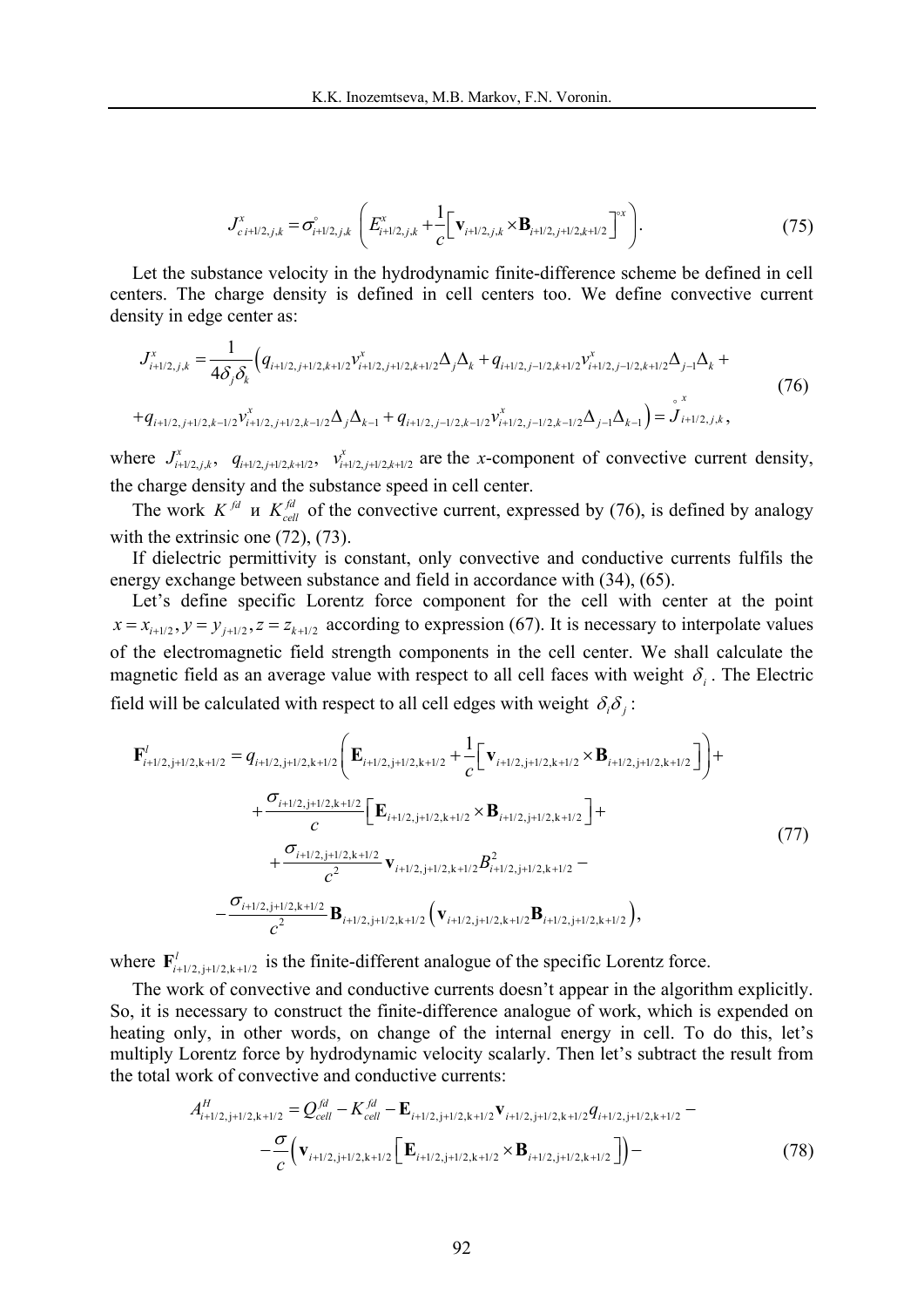$$J^x_{c\,i+1/2,j,k} = \overset{\circ}{\sigma}_{i+1/2,j,k}\left(E^x_{i+1/2,j,k} + \frac{1}{c}\left[\mathbf{v}_{i+1/2,j,k} \times \mathbf{B}_{i+1/2,j+1/2,k+1/2}\right]^{\circ x}\right). \tag{75}$$

Let the substance velocity in the hydrodynamic finite-difference scheme be defined in cell centers. The charge density is defined in cell centers too. We define convective current density in edge center as:

$$\begin{aligned} J^x_{i+1/2,j,k} = \frac{1}{4\delta_j\delta_k}\Big(& q_{i+1/2,j+1/2,k+1/2}v^x_{i+1/2,j+1/2,k+1/2}\Delta_j\Delta_k + q_{i+1/2,j-1/2,k+1/2}v^x_{i+1/2,j-1/2,k+1/2}\Delta_{j-1}\Delta_k + \\ &+ q_{i+1/2,j+1/2,k-1/2}v^x_{i+1/2,j+1/2,k-1/2}\Delta_j\Delta_{k-1} + q_{i+1/2,j-1/2,k-1/2}v^x_{i+1/2,j-1/2,k-1/2}\Delta_{j-1}\Delta_{k-1}\Big) = \overset{\circ}{J}{}^x_{i+1/2,j,k}, \end{aligned} \tag{76}$$

where $J^x_{i+1/2,j,k}$, $q_{i+1/2,j+1/2,k+1/2}$, $v^x_{i+1/2,j+1/2,k+1/2}$ are the *x*-component of convective current density, the charge density and the substance speed in cell center.

The work $K^{fd}$ и $K^{fd}_{cell}$ of the convective current, expressed by (76), is defined by analogy with the extrinsic one (72), (73).

If dielectric permittivity is constant, only convective and conductive currents fulfils the energy exchange between substance and field in accordance with (34), (65).

Let's define specific Lorentz force component for the cell with center at the point $x = x_{i+1/2}, y = y_{j+1/2}, z = z_{k+1/2}$ according to expression (67). It is necessary to interpolate values of the electromagnetic field strength components in the cell center. We shall calculate the magnetic field as an average value with respect to all cell faces with weight $\delta_i$. The Electric field will be calculated with respect to all cell edges with weight $\delta_i\delta_j$:

$$\begin{aligned} \mathbf{F}^l_{i+1/2,j+1/2,k+1/2} = {} & q_{i+1/2,j+1/2,k+1/2}\left(\mathbf{E}_{i+1/2,j+1/2,k+1/2} + \frac{1}{c}\left[\mathbf{v}_{i+1/2,j+1/2,k+1/2} \times \mathbf{B}_{i+1/2,j+1/2,k+1/2}\right]\right) + \\ & + \frac{\sigma_{i+1/2,j+1/2,k+1/2}}{c}\left[\mathbf{E}_{i+1/2,j+1/2,k+1/2} \times \mathbf{B}_{i+1/2,j+1/2,k+1/2}\right] + \\ & + \frac{\sigma_{i+1/2,j+1/2,k+1/2}}{c^2}\mathbf{v}_{i+1/2,j+1/2,k+1/2}B^2_{i+1/2,j+1/2,k+1/2} - \\ & - \frac{\sigma_{i+1/2,j+1/2,k+1/2}}{c^2}\mathbf{B}_{i+1/2,j+1/2,k+1/2}\left(\mathbf{v}_{i+1/2,j+1/2,k+1/2}\mathbf{B}_{i+1/2,j+1/2,k+1/2}\right), \end{aligned} \tag{77}$$

where $\mathbf{F}^l_{i+1/2,j+1/2,k+1/2}$ is the finite-different analogue of the specific Lorentz force.

The work of convective and conductive currents doesn't appear in the algorithm explicitly. So, it is necessary to construct the finite-difference analogue of work, which is expended on heating only, in other words, on change of the internal energy in cell. To do this, let's multiply Lorentz force by hydrodynamic velocity scalarly. Then let's subtract the result from the total work of convective and conductive currents:

$$\begin{aligned} A^H_{i+1/2,j+1/2,k+1/2} = {} & Q^{fd}_{cell} - K^{fd}_{cell} - \mathbf{E}_{i+1/2,j+1/2,k+1/2}\mathbf{v}_{i+1/2,j+1/2,k+1/2}q_{i+1/2,j+1/2,k+1/2} - \\ & - \frac{\sigma}{c}\left(\mathbf{v}_{i+1/2,j+1/2,k+1/2}\left[\mathbf{E}_{i+1/2,j+1/2,k+1/2} \times \mathbf{B}_{i+1/2,j+1/2,k+1/2}\right]\right) - \end{aligned} \tag{78}$$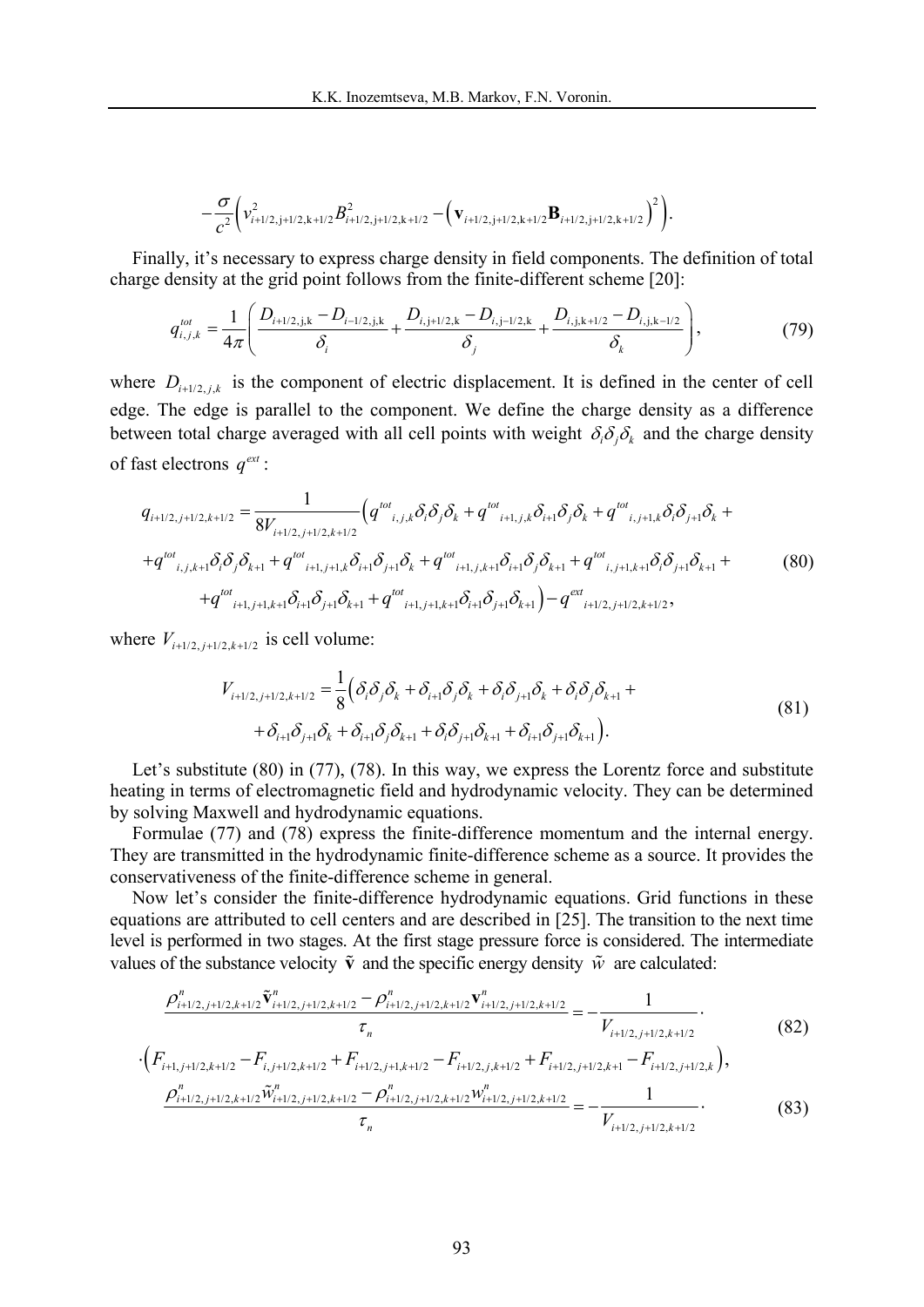$$-\frac{\sigma}{c^2}\left(v^2_{i+1/2,\mathrm{j}+1/2,\mathrm{k}+1/2}B^2_{i+1/2,\mathrm{j}+1/2,\mathrm{k}+1/2}-\left(\mathbf{v}_{i+1/2,\mathrm{j}+1/2,\mathrm{k}+1/2}\mathbf{B}_{i+1/2,\mathrm{j}+1/2,\mathrm{k}+1/2}\right)^2\right).$$

Finally, it's necessary to express charge density in field components. The definition of total charge density at the grid point follows from the finite-different scheme [20]:

$$q^{tot}_{i,j,k}=\frac{1}{4\pi}\left(\frac{D_{i+1/2,\mathrm{j},\mathrm{k}}-D_{i-1/2,\mathrm{j},\mathrm{k}}}{\delta_i}+\frac{D_{i,\mathrm{j}+1/2,\mathrm{k}}-D_{i,\mathrm{j}-1/2,\mathrm{k}}}{\delta_j}+\frac{D_{i,\mathrm{j},\mathrm{k}+1/2}-D_{i,\mathrm{j},\mathrm{k}-1/2}}{\delta_k}\right),\tag{79}$$

where $D_{i+1/2,j,k}$ is the component of electric displacement. It is defined in the center of cell edge. The edge is parallel to the component. We define the charge density as a difference between total charge averaged with all cell points with weight $\delta_i\delta_j\delta_k$ and the charge density of fast electrons $q^{ext}$:

$$\begin{aligned}q_{i+1/2,j+1/2,k+1/2}=&\frac{1}{8V_{i+1/2,j+1/2,k+1/2}}\Big(q^{tot}{}_{i,j,k}\delta_i\delta_j\delta_k+q^{tot}{}_{i+1,j,k}\delta_{i+1}\delta_j\delta_k+q^{tot}{}_{i,j+1,k}\delta_i\delta_{j+1}\delta_k+\\&+q^{tot}{}_{i,j,k+1}\delta_i\delta_j\delta_{k+1}+q^{tot}{}_{i+1,j+1,k}\delta_{i+1}\delta_{j+1}\delta_k+q^{tot}{}_{i+1,j,k+1}\delta_{i+1}\delta_j\delta_{k+1}+q^{tot}{}_{i,j+1,k+1}\delta_i\delta_{j+1}\delta_{k+1}+\\&+q^{tot}{}_{i+1,j+1,k+1}\delta_{i+1}\delta_{j+1}\delta_{k+1}+q^{tot}{}_{i+1,j+1,k+1}\delta_{i+1}\delta_{j+1}\delta_{k+1}\Big)-q^{ext}{}_{i+1/2,j+1/2,k+1/2},\end{aligned}\tag{80}$$

where $V_{i+1/2,j+1/2,k+1/2}$ is cell volume:

$$\begin{aligned}V_{i+1/2,j+1/2,k+1/2}=&\frac{1}{8}\big(\delta_i\delta_j\delta_k+\delta_{i+1}\delta_j\delta_k+\delta_i\delta_{j+1}\delta_k+\delta_i\delta_j\delta_{k+1}+\\&+\delta_{i+1}\delta_{j+1}\delta_k+\delta_{i+1}\delta_j\delta_{k+1}+\delta_i\delta_{j+1}\delta_{k+1}+\delta_{i+1}\delta_{j+1}\delta_{k+1}\big).\end{aligned}\tag{81}$$

Let's substitute (80) in (77), (78). In this way, we express the Lorentz force and substitute heating in terms of electromagnetic field and hydrodynamic velocity. They can be determined by solving Maxwell and hydrodynamic equations.

Formulae (77) and (78) express the finite-difference momentum and the internal energy. They are transmitted in the hydrodynamic finite-difference scheme as a source. It provides the conservativeness of the finite-difference scheme in general.

Now let's consider the finite-difference hydrodynamic equations. Grid functions in these equations are attributed to cell centers and are described in [25]. The transition to the next time level is performed in two stages. At the first stage pressure force is considered. The intermediate values of the substance velocity $\tilde{\mathbf{v}}$ and the specific energy density $\tilde{w}$ are calculated:

$$\begin{aligned}&\frac{\rho^n_{i+1/2,j+1/2,k+1/2}\tilde{\mathbf{v}}^n_{i+1/2,j+1/2,k+1/2}-\rho^n_{i+1/2,j+1/2,k+1/2}\mathbf{v}^n_{i+1/2,j+1/2,k+1/2}}{\tau_n}=-\frac{1}{V_{i+1/2,j+1/2,k+1/2}}\cdot\\&\cdot\Big(F_{i+1,j+1/2,k+1/2}-F_{i,j+1/2,k+1/2}+F_{i+1/2,j+1,k+1/2}-F_{i+1/2,j,k+1/2}+F_{i+1/2,j+1/2,k+1}-F_{i+1/2,j+1/2,k}\Big),\end{aligned}\tag{82}$$

$$\frac{\rho^n_{i+1/2,j+1/2,k+1/2}\tilde{w}^n_{i+1/2,j+1/2,k+1/2}-\rho^n_{i+1/2,j+1/2,k+1/2}w^n_{i+1/2,j+1/2,k+1/2}}{\tau_n}=-\frac{1}{V_{i+1/2,j+1/2,k+1/2}}\cdot\tag{83}$$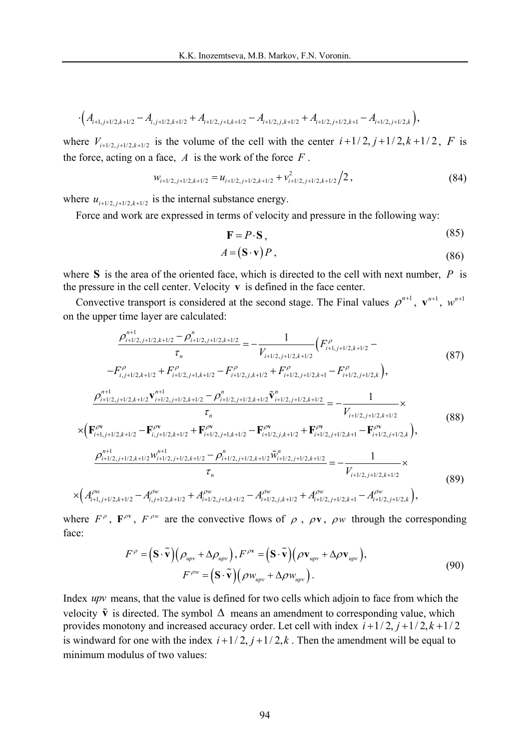$$\cdot\left(A_{i+1,j+1/2,k+1/2}-A_{i,j+1/2,k+1/2}+A_{i+1/2,j+1,k+1/2}-A_{i+1/2,j,k+1/2}+A_{i+1/2,j+1/2,k+1}-A_{i+1/2,j+1/2,k}\right),$$

where $V_{i+1/2,j+1/2,k+1/2}$ is the volume of the cell with the center $i+1/2, j+1/2, k+1/2$, $F$ is the force, acting on a face, $A$ is the work of the force $F$.

$$w_{i+1/2,j+1/2,k+1/2}=u_{i+1/2,j+1/2,k+1/2}+v^2_{i+1/2,j+1/2,k+1/2}\big/2, \tag{84}$$

where $u_{i+1/2,j+1/2,k+1/2}$ is the internal substance energy.

Force and work are expressed in terms of velocity and pressure in the following way:

$$\mathbf{F}=P\cdot\mathbf{S}, \tag{85}$$

$$A=\left(\mathbf{S}\cdot\mathbf{v}\right)P, \tag{86}$$

where $\mathbf{S}$ is the area of the oriented face, which is directed to the cell with next number, $P$ is the pressure in the cell center. Velocity $\mathbf{v}$ is defined in the face center.

Convective transport is considered at the second stage. The Final values $\rho^{n+1}$, $\mathbf{v}^{n+1}$, $w^{n+1}$ on the upper time layer are calculated:

$$\frac{\rho^{n+1}_{i+1/2,j+1/2,k+1/2}-\rho^{n}_{i+1/2,j+1/2,k+1/2}}{\tau_n}=-\frac{1}{V_{i+1/2,j+1/2,k+1/2}}\left(F^{\rho}_{i+1,j+1/2,k+1/2}-\right.$$
$$\left.-F^{\rho}_{i,j+1/2,k+1/2}+F^{\rho}_{i+1/2,j+1,k+1/2}-F^{\rho}_{i+1/2,j,k+1/2}+F^{\rho}_{i+1/2,j+1/2,k+1}-F^{\rho}_{i+1/2,j+1/2,k}\right), \tag{87}$$

$$\frac{\rho^{n+1}_{i+1/2,j+1/2,k+1/2}\mathbf{v}^{n+1}_{i+1/2,j+1/2,k+1/2}-\rho^{n}_{i+1/2,j+1/2,k+1/2}\tilde{\mathbf{v}}^{n}_{i+1/2,j+1/2,k+1/2}}{\tau_n}=-\frac{1}{V_{i+1/2,j+1/2,k+1/2}}\times$$
$$\times\left(\mathbf{F}^{\rho\mathbf{v}}_{i+1,j+1/2,k+1/2}-\mathbf{F}^{\rho\mathbf{v}}_{i,j+1/2,k+1/2}+\mathbf{F}^{\rho\mathbf{v}}_{i+1/2,j+1,k+1/2}-\mathbf{F}^{\rho\mathbf{v}}_{i+1/2,j,k+1/2}+\mathbf{F}^{\rho\mathbf{v}}_{i+1/2,j+1/2,k+1}-\mathbf{F}^{\rho\mathbf{v}}_{i+1/2,j+1/2,k}\right), \tag{88}$$

$$\frac{\rho^{n+1}_{i+1/2,j+1/2,k+1/2}w^{n+1}_{i+1/2,j+1/2,k+1/2}-\rho^{n}_{i+1/2,j+1/2,k+1/2}\tilde{w}^{n}_{i+1/2,j+1/2,k+1/2}}{\tau_n}=-\frac{1}{V_{i+1/2,j+1/2,k+1/2}}\times$$
$$\times\left(A^{\rho w}_{i+1,j+1/2,k+1/2}-A^{\rho w}_{i,j+1/2,k+1/2}+A^{\rho w}_{i+1/2,j+1,k+1/2}-A^{\rho w}_{i+1/2,j,k+1/2}+A^{\rho w}_{i+1/2,j+1/2,k+1}-A^{\rho w}_{i+1/2,j+1/2,k}\right), \tag{89}$$

where $F^{\rho}$, $\mathbf{F}^{\rho\mathbf{v}}$, $F^{\rho w}$ are the convective flows of $\rho$, $\rho\mathbf{v}$, $\rho w$ through the corresponding face:

$$F^{\rho}=\left(\mathbf{S}\cdot\tilde{\mathbf{v}}\right)\left(\rho_{upv}+\Delta\rho_{upv}\right), F^{\rho\mathbf{v}}=\left(\mathbf{S}\cdot\tilde{\mathbf{v}}\right)\left(\rho\mathbf{v}_{upv}+\Delta\rho\mathbf{v}_{upv}\right),$$
$$F^{\rho w}=\left(\mathbf{S}\cdot\tilde{\mathbf{v}}\right)\left(\rho w_{upv}+\Delta\rho w_{upv}\right). \tag{90}$$

Index $upv$ means, that the value is defined for two cells which adjoin to face from which the velocity $\tilde{\mathbf{v}}$ is directed. The symbol $\Delta$ means an amendment to corresponding value, which provides monotony and increased accuracy order. Let cell with index $i+1/2, j+1/2, k+1/2$ is windward for one with the index $i+1/2, j+1/2, k$. Then the amendment will be equal to minimum modulus of two values: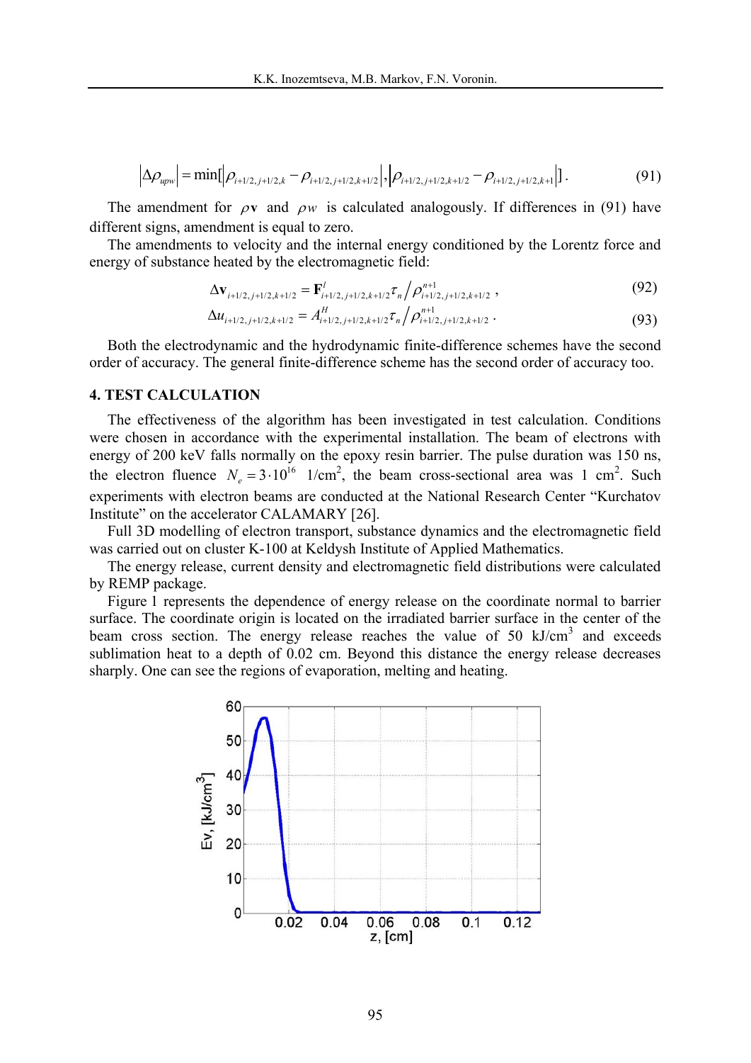$$\left|\Delta\rho_{upw}\right| = \min[\left|\rho_{i+1/2,j+1/2,k} - \rho_{i+1/2,j+1/2,k+1/2}\right|, \left|\rho_{i+1/2,j+1/2,k+1/2} - \rho_{i+1/2,j+1/2,k+1}\right|]. \tag{91}$$

The amendment for $\rho\mathbf{v}$ and $\rho w$ is calculated analogously. If differences in (91) have different signs, amendment is equal to zero.

The amendments to velocity and the internal energy conditioned by the Lorentz force and energy of substance heated by the electromagnetic field:

$$\Delta\mathbf{v}_{i+1/2,j+1/2,k+1/2} = \mathbf{F}^{l}_{i+1/2,j+1/2,k+1/2}\tau_n \Big/ \rho^{n+1}_{i+1/2,j+1/2,k+1/2}, \tag{92}$$

$$\Delta u_{i+1/2,j+1/2,k+1/2} = A^{H}_{i+1/2,j+1/2,k+1/2}\tau_n \Big/ \rho^{n+1}_{i+1/2,j+1/2,k+1/2}. \tag{93}$$

Both the electrodynamic and the hydrodynamic finite-difference schemes have the second order of accuracy. The general finite-difference scheme has the second order of accuracy too.

## 4. TEST CALCULATION

The effectiveness of the algorithm has been investigated in test calculation. Conditions were chosen in accordance with the experimental installation. The beam of electrons with energy of 200 keV falls normally on the epoxy resin barrier. The pulse duration was 150 ns, the electron fluence $N_e = 3\cdot 10^{16}$ 1/cm$^2$, the beam cross-sectional area was 1 cm$^2$. Such experiments with electron beams are conducted at the National Research Center "Kurchatov Institute" on the accelerator CALAMARY [26].

Full 3D modelling of electron transport, substance dynamics and the electromagnetic field was carried out on cluster K-100 at Keldysh Institute of Applied Mathematics.

The energy release, current density and electromagnetic field distributions were calculated by REMP package.

Figure 1 represents the dependence of energy release on the coordinate normal to barrier surface. The coordinate origin is located on the irradiated barrier surface in the center of the beam cross section. The energy release reaches the value of 50 kJ/cm$^3$ and exceeds sublimation heat to a depth of 0.02 cm. Beyond this distance the energy release decreases sharply. One can see the regions of evaporation, melting and heating.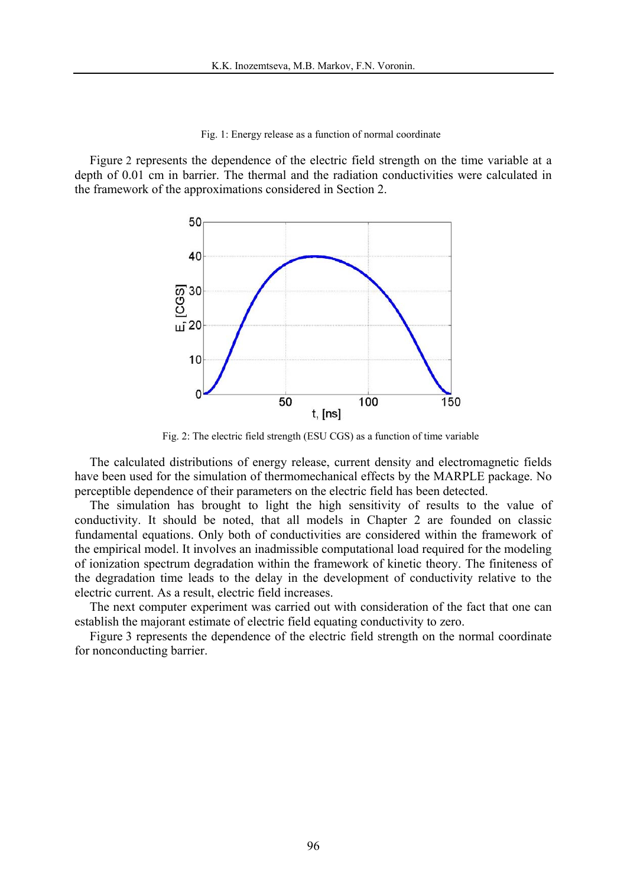Fig. 1: Energy release as a function of normal coordinate

Figure 2 represents the dependence of the electric field strength on the time variable at a depth of 0.01 cm in barrier. The thermal and the radiation conductivities were calculated in the framework of the approximations considered in Section 2.

Fig. 2: The electric field strength (ESU CGS) as a function of time variable

The calculated distributions of energy release, current density and electromagnetic fields have been used for the simulation of thermomechanical effects by the MARPLE package. No perceptible dependence of their parameters on the electric field has been detected.

The simulation has brought to light the high sensitivity of results to the value of conductivity. It should be noted, that all models in Chapter 2 are founded on classic fundamental equations. Only both of conductivities are considered within the framework of the empirical model. It involves an inadmissible computational load required for the modeling of ionization spectrum degradation within the framework of kinetic theory. The finiteness of the degradation time leads to the delay in the development of conductivity relative to the electric current. As a result, electric field increases.

The next computer experiment was carried out with consideration of the fact that one can establish the majorant estimate of electric field equating conductivity to zero.

Figure 3 represents the dependence of the electric field strength on the normal coordinate for nonconducting barrier.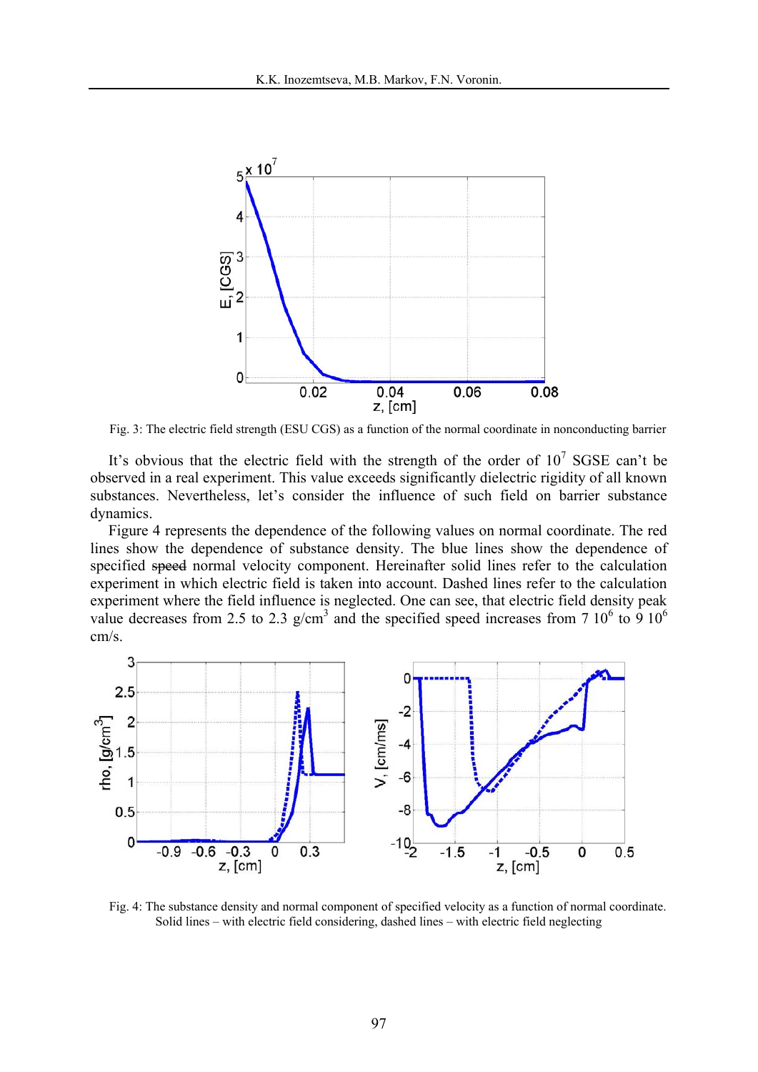Fig. 3: The electric field strength (ESU CGS) as a function of the normal coordinate in nonconducting barrier

It's obvious that the electric field with the strength of the order of $10^7$ SGSE can't be observed in a real experiment. This value exceeds significantly dielectric rigidity of all known substances. Nevertheless, let's consider the influence of such field on barrier substance dynamics.

Figure 4 represents the dependence of the following values on normal coordinate. The red lines show the dependence of substance density. The blue lines show the dependence of specified ~~speed~~ normal velocity component. Hereinafter solid lines refer to the calculation experiment in which electric field is taken into account. Dashed lines refer to the calculation experiment where the field influence is neglected. One can see, that electric field density peak value decreases from 2.5 to 2.3 g/cm$^3$ and the specified speed increases from 7 $10^6$ to 9 $10^6$ cm/s.

Fig. 4: The substance density and normal component of specified velocity as a function of normal coordinate. Solid lines – with electric field considering, dashed lines – with electric field neglecting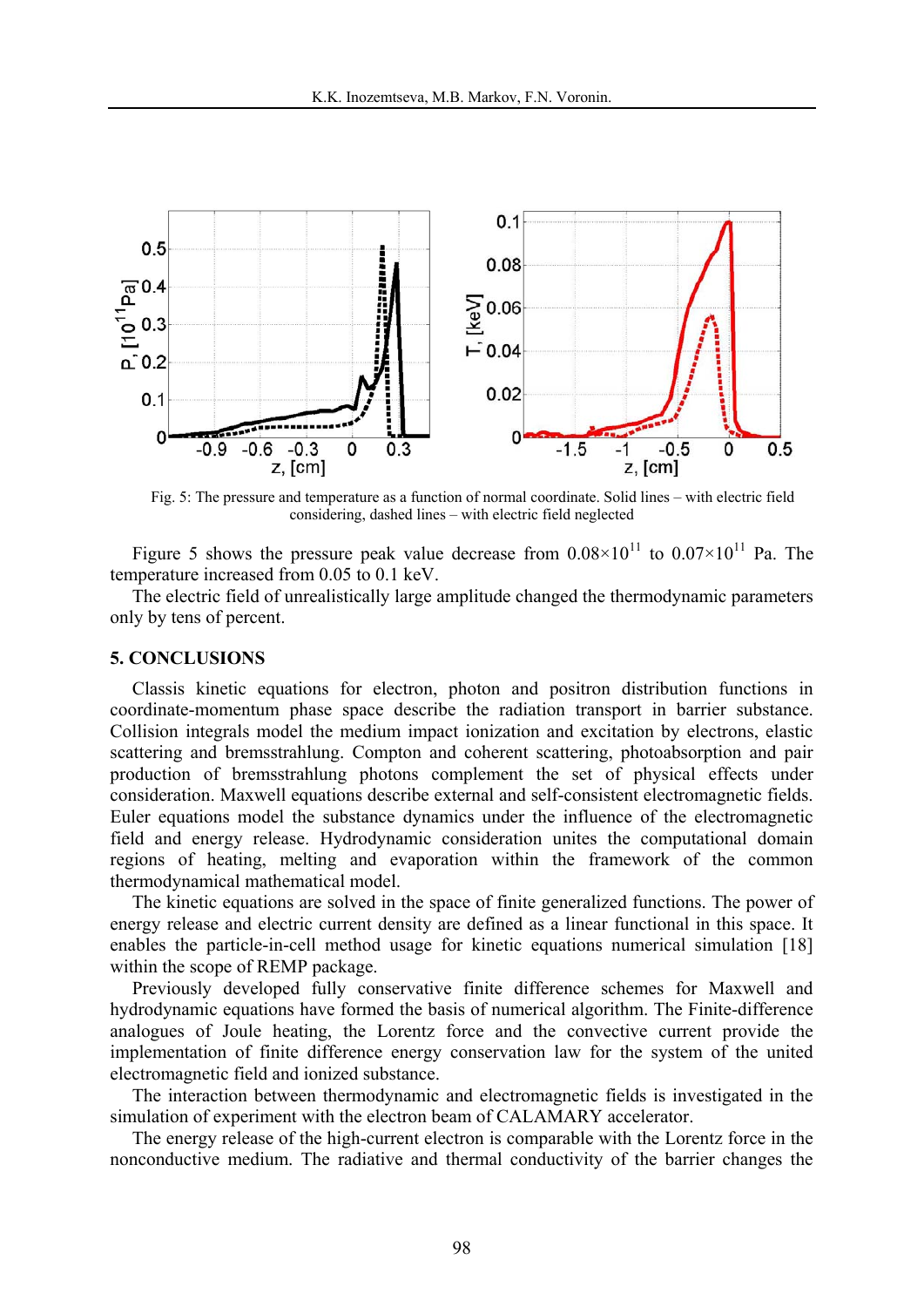Fig. 5: The pressure and temperature as a function of normal coordinate. Solid lines – with electric field considering, dashed lines – with electric field neglected

Figure 5 shows the pressure peak value decrease from $0.08\times10^{11}$ to $0.07\times10^{11}$ Pa. The temperature increased from 0.05 to 0.1 keV.

The electric field of unrealistically large amplitude changed the thermodynamic parameters only by tens of percent.

## 5. CONCLUSIONS

Classis kinetic equations for electron, photon and positron distribution functions in coordinate-momentum phase space describe the radiation transport in barrier substance. Collision integrals model the medium impact ionization and excitation by electrons, elastic scattering and bremsstrahlung. Compton and coherent scattering, photoabsorption and pair production of bremsstrahlung photons complement the set of physical effects under consideration. Maxwell equations describe external and self-consistent electromagnetic fields. Euler equations model the substance dynamics under the influence of the electromagnetic field and energy release. Hydrodynamic consideration unites the computational domain regions of heating, melting and evaporation within the framework of the common thermodynamical mathematical model.

The kinetic equations are solved in the space of finite generalized functions. The power of energy release and electric current density are defined as a linear functional in this space. It enables the particle-in-cell method usage for kinetic equations numerical simulation [18] within the scope of REMP package.

Previously developed fully conservative finite difference schemes for Maxwell and hydrodynamic equations have formed the basis of numerical algorithm. The Finite-difference analogues of Joule heating, the Lorentz force and the convective current provide the implementation of finite difference energy conservation law for the system of the united electromagnetic field and ionized substance.

The interaction between thermodynamic and electromagnetic fields is investigated in the simulation of experiment with the electron beam of CALAMARY accelerator.

The energy release of the high-current electron is comparable with the Lorentz force in the nonconductive medium. The radiative and thermal conductivity of the barrier changes the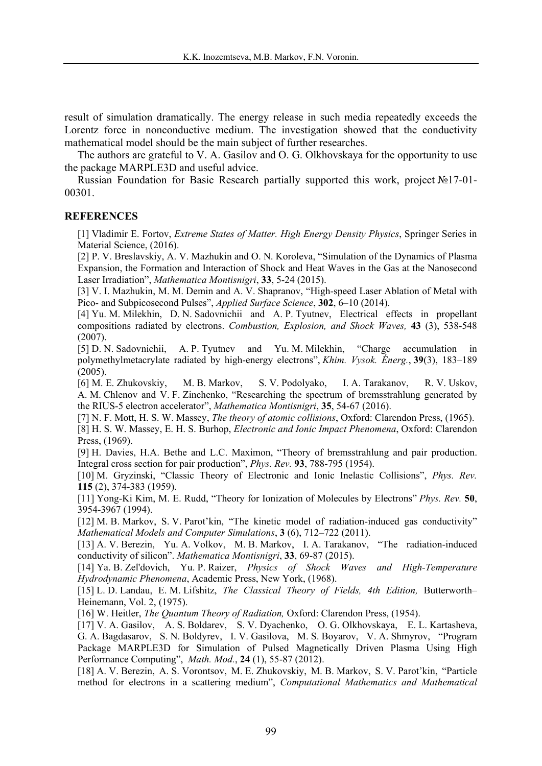result of simulation dramatically. The energy release in such media repeatedly exceeds the Lorentz force in nonconductive medium. The investigation showed that the conductivity mathematical model should be the main subject of further researches.

The authors are grateful to V. A. Gasilov and O. G. Olkhovskaya for the opportunity to use the package MARPLE3D and useful advice.

Russian Foundation for Basic Research partially supported this work, project №17-01-00301.

## REFERENCES

[1] Vladimir E. Fortov, *Extreme States of Matter. High Energy Density Physics*, Springer Series in Material Science, (2016).

[2] P. V. Breslavskiy, A. V. Mazhukin and O. N. Koroleva, "Simulation of the Dynamics of Plasma Expansion, the Formation and Interaction of Shock and Heat Waves in the Gas at the Nanosecond Laser Irradiation", *Mathematica Montisnigri*, **33**, 5-24 (2015).

[3] V. I. Mazhukin, M. M. Demin and A. V. Shapranov, "High-speed Laser Ablation of Metal with Pico- and Subpicosecond Pulses", *Applied Surface Science*, **302**, 6–10 (2014).

[4] Yu. M. Milekhin, D. N. Sadovnichii and A. P. Tyutnev, Electrical effects in propellant compositions radiated by electrons. *Combustion, Explosion, and Shock Waves,* **43** (3), 538-548 (2007).

[5] D. N. Sadovnichii, A. P. Tyutnev and Yu. M. Milekhin, "Charge accumulation in polymethylmetacrylate radiated by high-energy electrons", *Khim. Vysok. Énerg.*, **39**(3), 183–189 (2005).

[6] M. E. Zhukovskiy, M. B. Markov, S. V. Podolyako, I. A. Tarakanov, R. V. Uskov, A. M. Chlenov and V. F. Zinchenko, "Researching the spectrum of bremsstrahlung generated by the RIUS-5 electron accelerator", *Mathematica Montisnigri*, **35**, 54-67 (2016).

[7] N. F. Mott, H. S. W. Massey, *The theory of atomic collisions*, Oxford: Clarendon Press, (1965).

[8] H. S. W. Massey, E. H. S. Burhop, *Electronic and Ionic Impact Phenomena*, Oxford: Clarendon Press, (1969).

[9] H. Davies, H.A. Bethe and L.C. Maximon, "Theory of bremsstrahlung and pair production. Integral cross section for pair production", *Phys. Rev.* **93**, 788-795 (1954).

[10] M. Gryzinski, "Classic Theory of Electronic and Ionic Inelastic Collisions", *Phys. Rev.* **115** (2), 374-383 (1959).

[11] Yong-Ki Kim, M. E. Rudd, "Theory for Ionization of Molecules by Electrons" *Phys. Rev.* **50**, 3954-3967 (1994).

[12] M. B. Markov, S. V. Parot'kin, "The kinetic model of radiation-induced gas conductivity" *Mathematical Models and Computer Simulations*, **3** (6), 712–722 (2011).

[13] A. V. Berezin, Yu. A. Volkov, M. B. Markov, I. A. Tarakanov, "The radiation-induced conductivity of silicon". *Mathematica Montisnigri*, **33**, 69-87 (2015).

[14] Ya. B. Zel'dovich, Yu. P. Raizer, *Physics of Shock Waves and High-Temperature Hydrodynamic Phenomena*, Academic Press, New York, (1968).

[15] L. D. Landau, E. M. Lifshitz, *The Classical Theory of Fields, 4th Edition,* Butterworth–Heinemann, Vol. 2, (1975).

[16] W. Heitler, *The Quantum Theory of Radiation,* Oxford: Clarendon Press, (1954).

[17] V. A. Gasilov, A. S. Boldarev, S. V. Dyachenko, O. G. Olkhovskaya, E. L. Kartasheva, G. A. Bagdasarov, S. N. Boldyrev, I. V. Gasilova, M. S. Boyarov, V. A. Shmyrov, "Program Package MARPLE3D for Simulation of Pulsed Magnetically Driven Plasma Using High Performance Computing", *Math. Mod.*, **24** (1), 55-87 (2012).

[18] A. V. Berezin, A. S. Vorontsov, M. E. Zhukovskiy, M. B. Markov, S. V. Parot'kin, "Particle method for electrons in a scattering medium", *Computational Mathematics and Mathematical*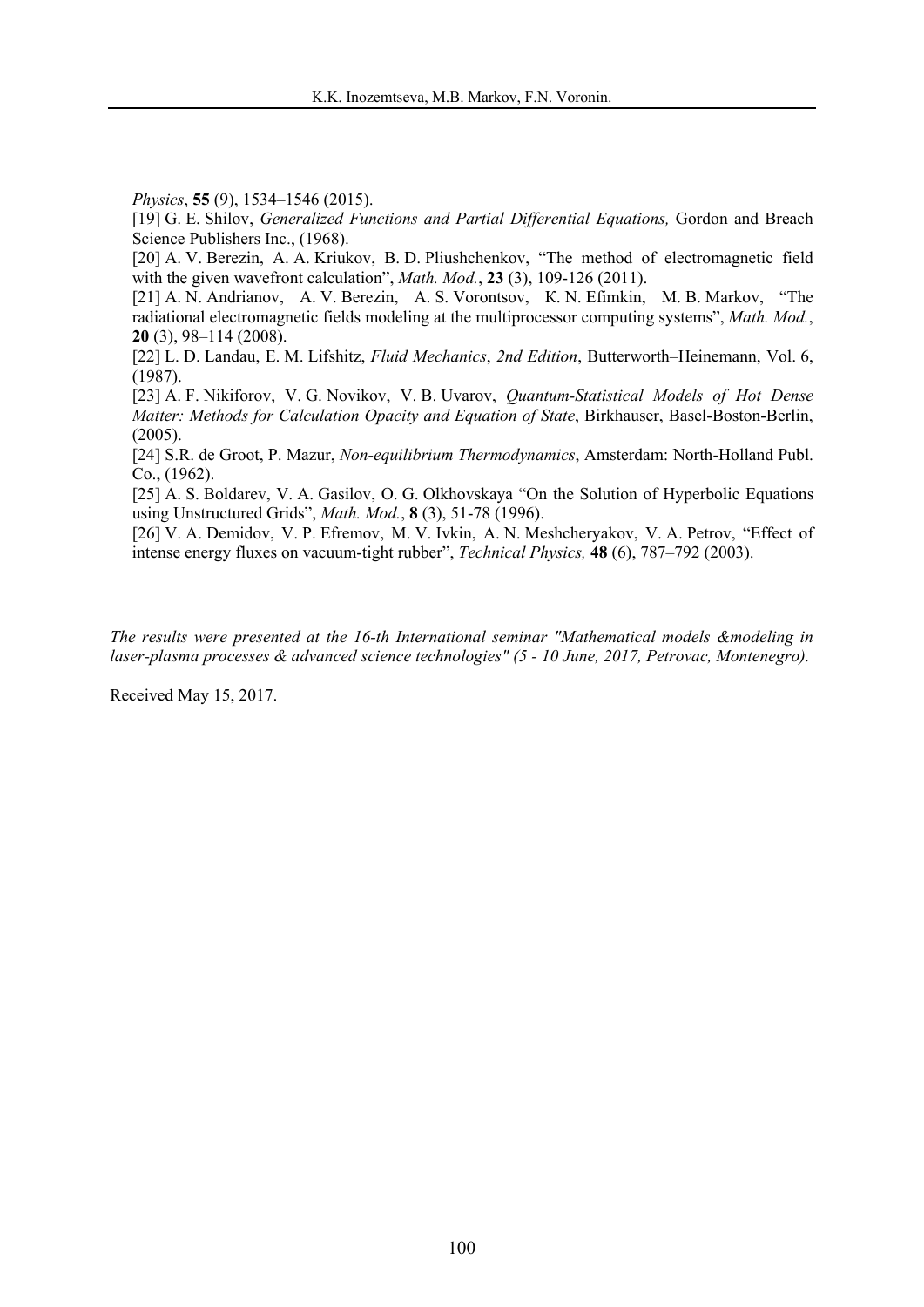*Physics*, **55** (9), 1534–1546 (2015).

[19] G. E. Shilov, *Generalized Functions and Partial Differential Equations,* Gordon and Breach Science Publishers Inc., (1968).

[20] A. V. Berezin, A. A. Kriukov, B. D. Pliushchenkov, "The method of electromagnetic field with the given wavefront calculation", *Math. Mod.*, **23** (3), 109-126 (2011).

[21] A. N. Andrianov, A. V. Berezin, A. S. Vorontsov, K. N. Efimkin, M. B. Markov, "The radiational electromagnetic fields modeling at the multiprocessor computing systems", *Math. Mod.*, **20** (3), 98–114 (2008).

[22] L. D. Landau, E. M. Lifshitz, *Fluid Mechanics*, *2nd Edition*, Butterworth–Heinemann, Vol. 6, (1987).

[23] A. F. Nikiforov, V. G. Novikov, V. B. Uvarov, *Quantum-Statistical Models of Hot Dense Matter: Methods for Calculation Opacity and Equation of State*, Birkhauser, Basel-Boston-Berlin, (2005).

[24] S.R. de Groot, P. Mazur, *Non-equilibrium Thermodynamics*, Amsterdam: North-Holland Publ. Co., (1962).

[25] A. S. Boldarev, V. A. Gasilov, O. G. Olkhovskaya "On the Solution of Hyperbolic Equations using Unstructured Grids", *Math. Mod.*, **8** (3), 51-78 (1996).

[26] V. A. Demidov, V. P. Efremov, M. V. Ivkin, A. N. Meshcheryakov, V. A. Petrov, "Effect of intense energy fluxes on vacuum-tight rubber", *Technical Physics,* **48** (6), 787–792 (2003).

*The results were presented at the 16-th International seminar "Mathematical models &modeling in laser-plasma processes & advanced science technologies" (5 - 10 June, 2017, Petrovac, Montenegro).*

Received May 15, 2017.